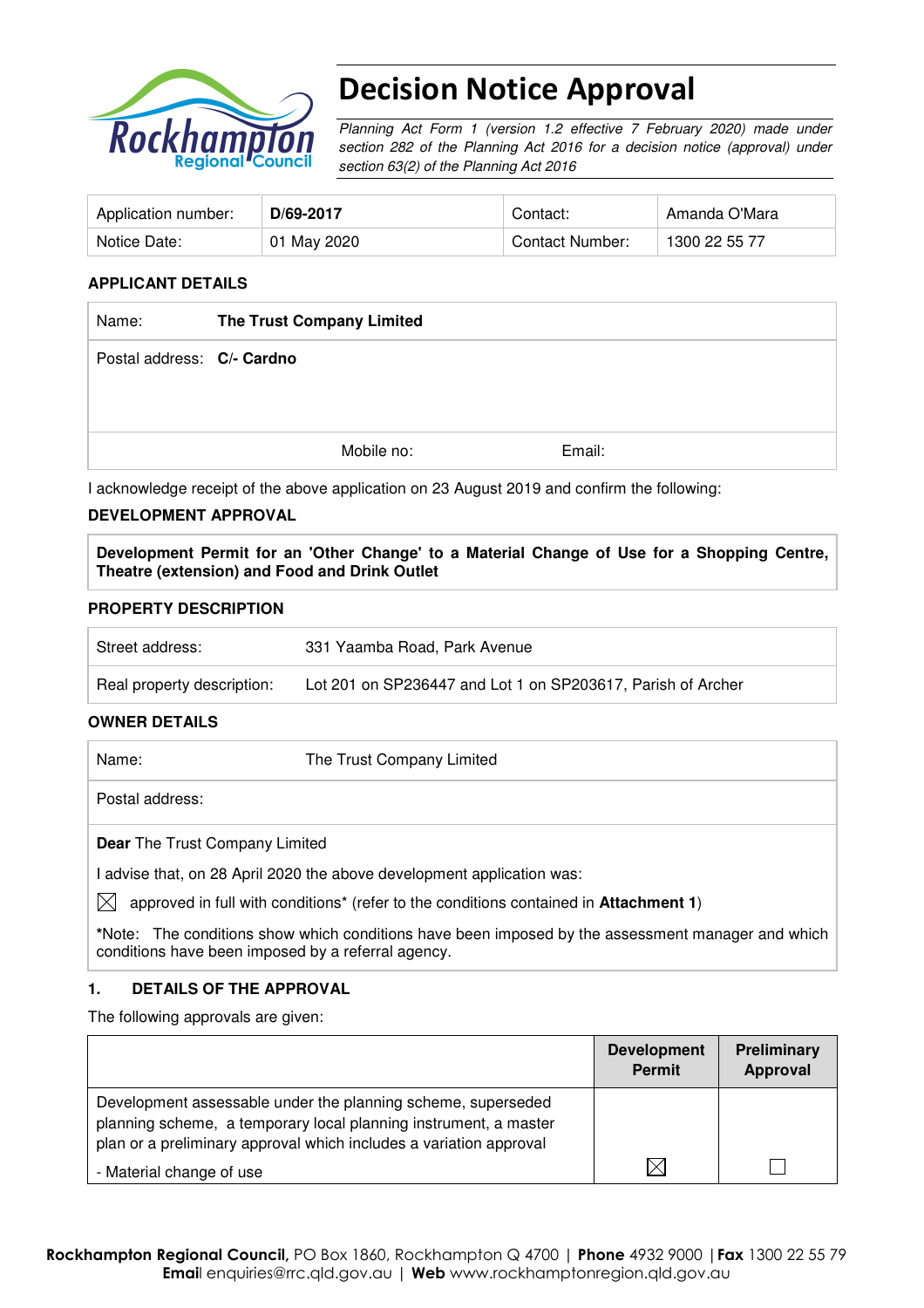# Decision Notice Approval

*Planning Act Form 1 (version 1.2 effective 7 February 2020) made under section 282 of the Planning Act 2016 for a decision notice (approval) under section 63(2) of the Planning Act 2016*

| Application number: | **D/69-2017** | Contact: | Amanda O'Mara |
|---|---|---|---|
| Notice Date: | 01 May 2020 | Contact Number: | 1300 22 55 77 |

## APPLICANT DETAILS

| | | | |
|---|---|---|---|
| Name: | **The Trust Company Limited** | | |
| Postal address: | **C/- Cardno** | | |
| | | Mobile no: | Email: |

I acknowledge receipt of the above application on 23 August 2019 and confirm the following:

## DEVELOPMENT APPROVAL

**Development Permit for an 'Other Change' to a Material Change of Use for a Shopping Centre, Theatre (extension) and Food and Drink Outlet**

## PROPERTY DESCRIPTION

| | |
|---|---|
| Street address: | 331 Yaamba Road, Park Avenue |
| Real property description: | Lot 201 on SP236447 and Lot 1 on SP203617, Parish of Archer |

## OWNER DETAILS

| | |
|---|---|
| Name: | The Trust Company Limited |
| Postal address: | |

**Dear** The Trust Company Limited

I advise that, on 28 April 2020 the above development application was:

☒ approved in full with conditions* (refer to the conditions contained in **Attachment 1**)

*Note: The conditions show which conditions have been imposed by the assessment manager and which conditions have been imposed by a referral agency.

## 1. DETAILS OF THE APPROVAL

The following approvals are given:

| | Development Permit | Preliminary Approval |
|---|---|---|
| Development assessable under the planning scheme, superseded planning scheme, a temporary local planning instrument, a master plan or a preliminary approval which includes a variation approval<br>- Material change of use | ☒ | ☐ |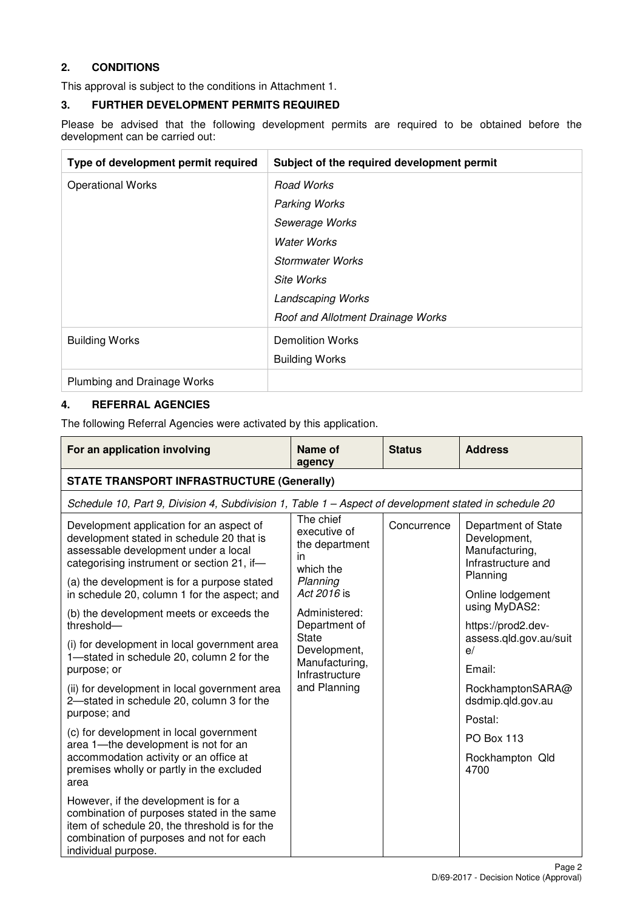## 2. CONDITIONS

This approval is subject to the conditions in Attachment 1.

## 3. FURTHER DEVELOPMENT PERMITS REQUIRED

Please be advised that the following development permits are required to be obtained before the development can be carried out:

| Type of development permit required | Subject of the required development permit |
|---|---|
| Operational Works | *Road Works*<br>*Parking Works*<br>*Sewerage Works*<br>*Water Works*<br>*Stormwater Works*<br>*Site Works*<br>*Landscaping Works*<br>*Roof and Allotment Drainage Works* |
| Building Works | Demolition Works<br>Building Works |
| Plumbing and Drainage Works | |

## 4. REFERRAL AGENCIES

The following Referral Agencies were activated by this application.

| For an application involving | Name of agency | Status | Address |
|---|---|---|---|
| **STATE TRANSPORT INFRASTRUCTURE (Generally)** | | | |
| *Schedule 10, Part 9, Division 4, Subdivision 1, Table 1 – Aspect of development stated in schedule 20* | | | |
| Development application for an aspect of development stated in schedule 20 that is assessable development under a local categorising instrument or section 21, if—<br>(a) the development is for a purpose stated in schedule 20, column 1 for the aspect; and<br>(b) the development meets or exceeds the threshold—<br>(i) for development in local government area 1—stated in schedule 20, column 2 for the purpose; or<br>(ii) for development in local government area 2—stated in schedule 20, column 3 for the purpose; and<br>(c) for development in local government area 1—the development is not for an accommodation activity or an office at premises wholly or partly in the excluded area<br>However, if the development is for a combination of purposes stated in the same item of schedule 20, the threshold is for the combination of purposes and not for each individual purpose. | The chief executive of the department in which the *Planning Act 2016* is Administered:<br>Department of State Development, Manufacturing, Infrastructure and Planning | Concurrence | Department of State Development, Manufacturing, Infrastructure and Planning<br>Online lodgement using MyDAS2:<br>https://prod2.dev-assess.qld.gov.au/suite/<br>Email:<br>RockhamptonSARA@dsdmip.qld.gov.au<br>Postal:<br>PO Box 113<br>Rockhampton Qld 4700 |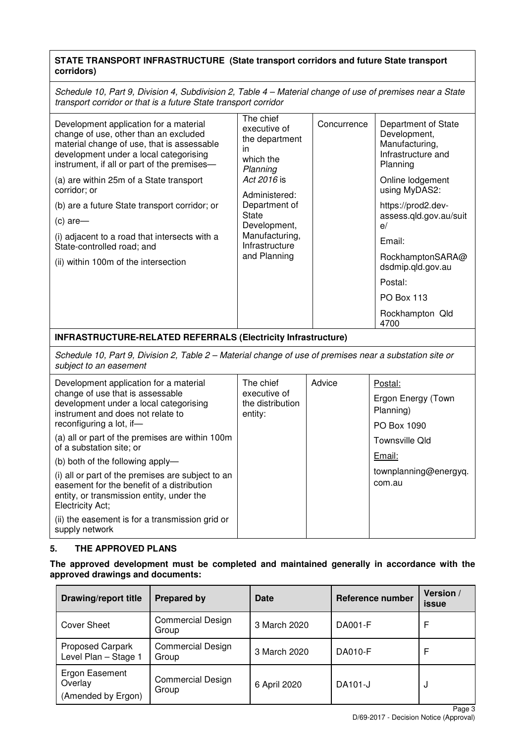| **STATE TRANSPORT INFRASTRUCTURE (State transport corridors and future State transport corridors)** | | | |
|---|---|---|---|
| *Schedule 10, Part 9, Division 4, Subdivision 2, Table 4 – Material change of use of premises near a State transport corridor or that is a future State transport corridor* | | | |
| Development application for a material change of use, other than an excluded material change of use, that is assessable development under a local categorising instrument, if all or part of the premises—<br><br>(a) are within 25m of a State transport corridor; or<br><br>(b) are a future State transport corridor; or<br><br>(c) are—<br><br>(i) adjacent to a road that intersects with a State-controlled road; and<br><br>(ii) within 100m of the intersection | The chief executive of the department in which the *Planning Act 2016* is Administered: Department of State Development, Manufacturing, Infrastructure and Planning | Concurrence | Department of State Development, Manufacturing, Infrastructure and Planning<br><br>Online lodgement using MyDAS2:<br><br>https://prod2.dev-assess.qld.gov.au/suite/<br><br>Email:<br><br>RockhamptonSARA@dsdmip.qld.gov.au<br><br>Postal:<br><br>PO Box 113<br><br>Rockhampton Qld 4700 |
| **INFRASTRUCTURE-RELATED REFERRALS (Electricity Infrastructure)** | | | |
| *Schedule 10, Part 9, Division 2, Table 2 – Material change of use of premises near a substation site or subject to an easement* | | | |
| Development application for a material change of use that is assessable development under a local categorising instrument and does not relate to reconfiguring a lot, if—<br><br>(a) all or part of the premises are within 100m of a substation site; or<br><br>(b) both of the following apply—<br><br>(i) all or part of the premises are subject to an easement for the benefit of a distribution entity, or transmission entity, under the Electricity Act;<br><br>(ii) the easement is for a transmission grid or supply network | The chief executive of the distribution entity: | Advice | Postal:<br><br>Ergon Energy (Town Planning)<br><br>PO Box 1090<br><br>Townsville Qld<br><br>Email:<br><br>townplanning@energyq.com.au |

## 5. THE APPROVED PLANS

**The approved development must be completed and maintained generally in accordance with the approved drawings and documents:**

| Drawing/report title | Prepared by | Date | Reference number | Version / issue |
|---|---|---|---|---|
| Cover Sheet | Commercial Design Group | 3 March 2020 | DA001-F | F |
| Proposed Carpark Level Plan – Stage 1 | Commercial Design Group | 3 March 2020 | DA010-F | F |
| Ergon Easement Overlay (Amended by Ergon) | Commercial Design Group | 6 April 2020 | DA101-J | J |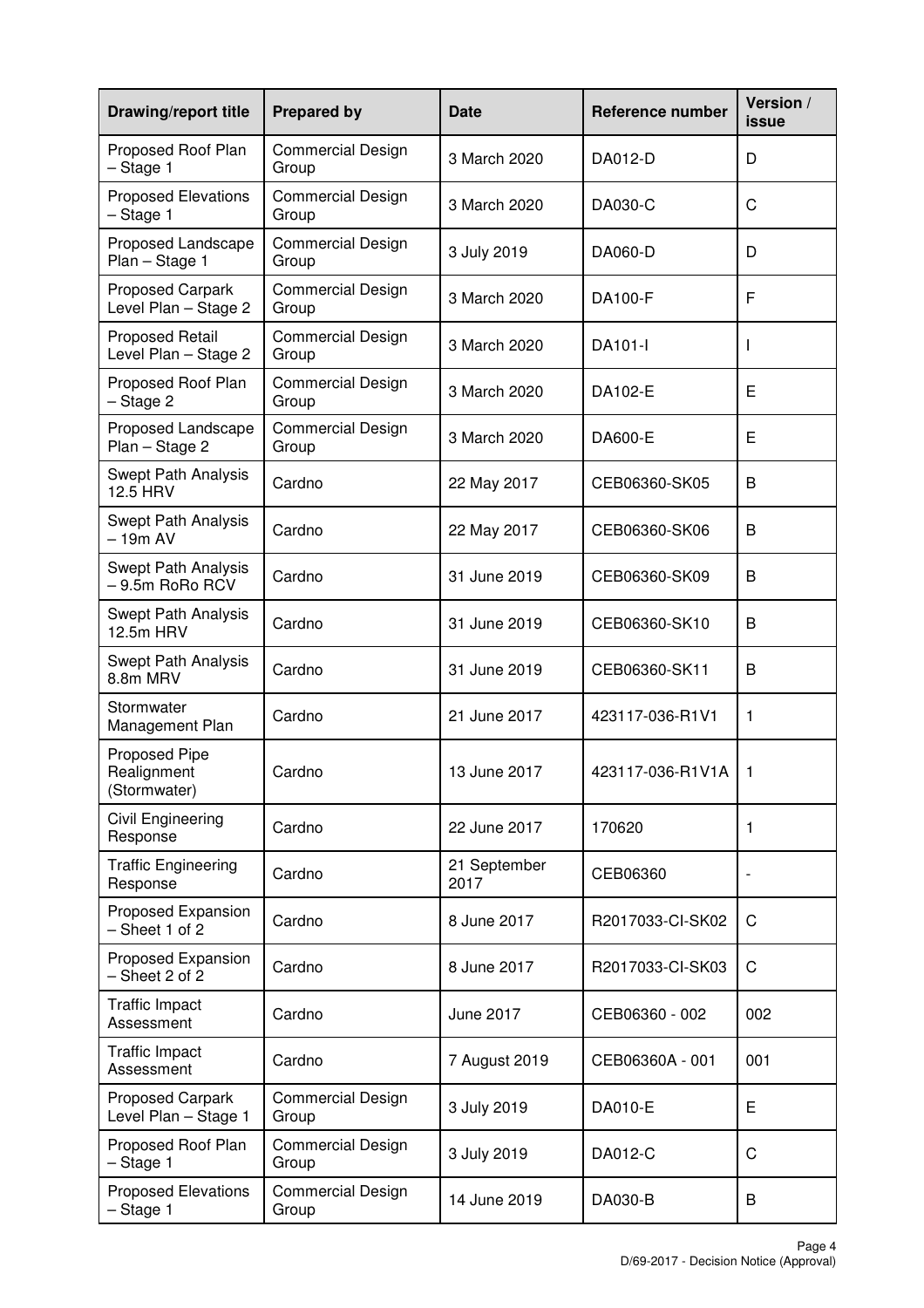| Drawing/report title | Prepared by | Date | Reference number | Version / issue |
|---|---|---|---|---|
| Proposed Roof Plan – Stage 1 | Commercial Design Group | 3 March 2020 | DA012-D | D |
| Proposed Elevations – Stage 1 | Commercial Design Group | 3 March 2020 | DA030-C | C |
| Proposed Landscape Plan – Stage 1 | Commercial Design Group | 3 July 2019 | DA060-D | D |
| Proposed Carpark Level Plan – Stage 2 | Commercial Design Group | 3 March 2020 | DA100-F | F |
| Proposed Retail Level Plan – Stage 2 | Commercial Design Group | 3 March 2020 | DA101-I | I |
| Proposed Roof Plan – Stage 2 | Commercial Design Group | 3 March 2020 | DA102-E | E |
| Proposed Landscape Plan – Stage 2 | Commercial Design Group | 3 March 2020 | DA600-E | E |
| Swept Path Analysis 12.5 HRV | Cardno | 22 May 2017 | CEB06360-SK05 | B |
| Swept Path Analysis – 19m AV | Cardno | 22 May 2017 | CEB06360-SK06 | B |
| Swept Path Analysis – 9.5m RoRo RCV | Cardno | 31 June 2019 | CEB06360-SK09 | B |
| Swept Path Analysis 12.5m HRV | Cardno | 31 June 2019 | CEB06360-SK10 | B |
| Swept Path Analysis 8.8m MRV | Cardno | 31 June 2019 | CEB06360-SK11 | B |
| Stormwater Management Plan | Cardno | 21 June 2017 | 423117-036-R1V1 | 1 |
| Proposed Pipe Realignment (Stormwater) | Cardno | 13 June 2017 | 423117-036-R1V1A | 1 |
| Civil Engineering Response | Cardno | 22 June 2017 | 170620 | 1 |
| Traffic Engineering Response | Cardno | 21 September 2017 | CEB06360 | - |
| Proposed Expansion – Sheet 1 of 2 | Cardno | 8 June 2017 | R2017033-CI-SK02 | C |
| Proposed Expansion – Sheet 2 of 2 | Cardno | 8 June 2017 | R2017033-CI-SK03 | C |
| Traffic Impact Assessment | Cardno | June 2017 | CEB06360 - 002 | 002 |
| Traffic Impact Assessment | Cardno | 7 August 2019 | CEB06360A - 001 | 001 |
| Proposed Carpark Level Plan – Stage 1 | Commercial Design Group | 3 July 2019 | DA010-E | E |
| Proposed Roof Plan – Stage 1 | Commercial Design Group | 3 July 2019 | DA012-C | C |
| Proposed Elevations – Stage 1 | Commercial Design Group | 14 June 2019 | DA030-B | B |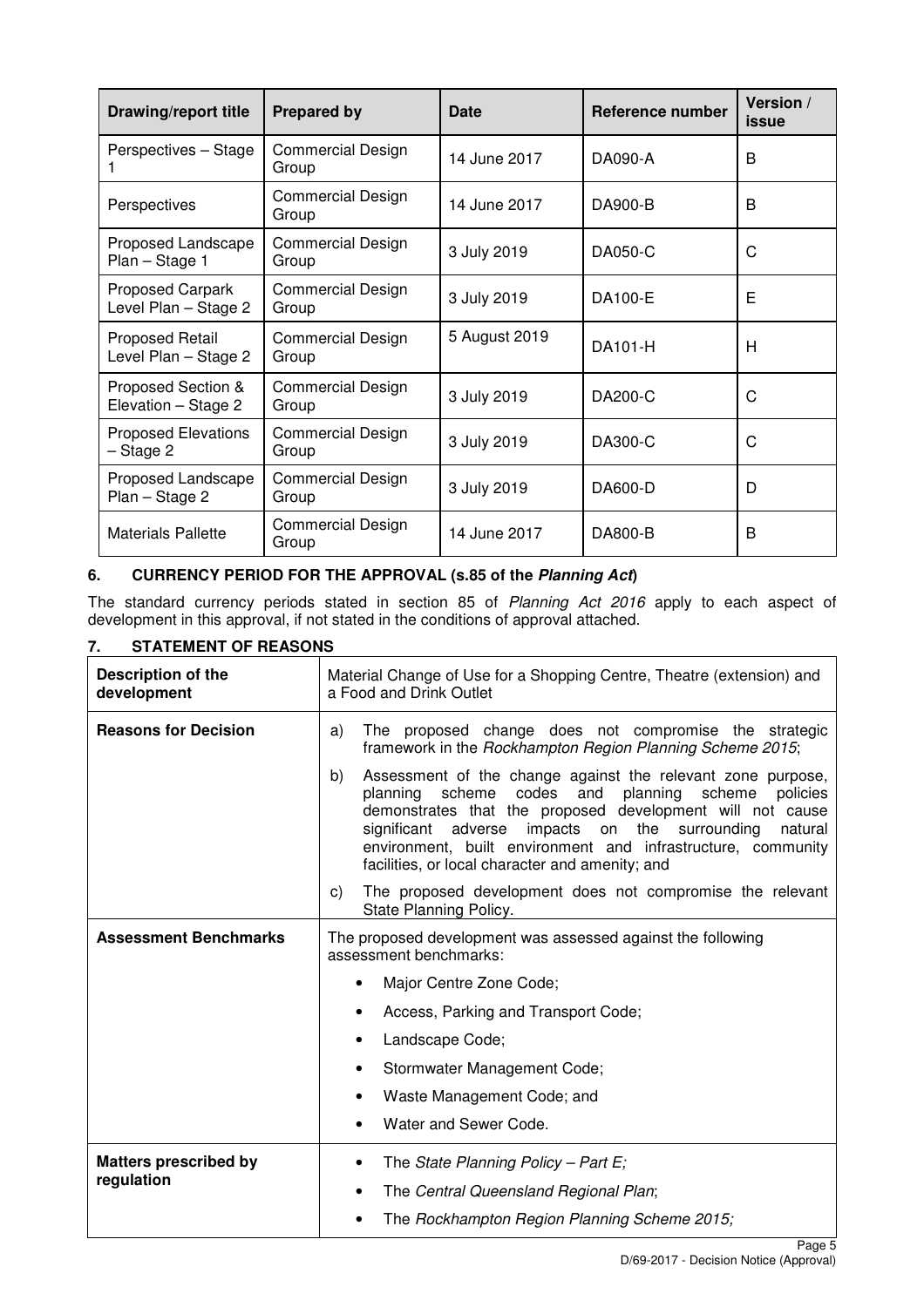| Drawing/report title | Prepared by | Date | Reference number | Version / issue |
|---|---|---|---|---|
| Perspectives – Stage 1 | Commercial Design Group | 14 June 2017 | DA090-A | B |
| Perspectives | Commercial Design Group | 14 June 2017 | DA900-B | B |
| Proposed Landscape Plan – Stage 1 | Commercial Design Group | 3 July 2019 | DA050-C | C |
| Proposed Carpark Level Plan – Stage 2 | Commercial Design Group | 3 July 2019 | DA100-E | E |
| Proposed Retail Level Plan – Stage 2 | Commercial Design Group | 5 August 2019 | DA101-H | H |
| Proposed Section & Elevation – Stage 2 | Commercial Design Group | 3 July 2019 | DA200-C | C |
| Proposed Elevations – Stage 2 | Commercial Design Group | 3 July 2019 | DA300-C | C |
| Proposed Landscape Plan – Stage 2 | Commercial Design Group | 3 July 2019 | DA600-D | D |
| Materials Pallette | Commercial Design Group | 14 June 2017 | DA800-B | B |

## 6. CURRENCY PERIOD FOR THE APPROVAL (s.85 of the *Planning Act*)

The standard currency periods stated in section 85 of *Planning Act 2016* apply to each aspect of development in this approval, if not stated in the conditions of approval attached.

## 7. STATEMENT OF REASONS

| | |
|---|---|
| **Description of the development** | Material Change of Use for a Shopping Centre, Theatre (extension) and a Food and Drink Outlet |
| **Reasons for Decision** | a) The proposed change does not compromise the strategic framework in the *Rockhampton Region Planning Scheme 2015*; <br> b) Assessment of the change against the relevant zone purpose, planning scheme codes and planning scheme policies demonstrates that the proposed development will not cause significant adverse impacts on the surrounding natural environment, built environment and infrastructure, community facilities, or local character and amenity; and <br> c) The proposed development does not compromise the relevant State Planning Policy. |
| **Assessment Benchmarks** | The proposed development was assessed against the following assessment benchmarks: <br> • Major Centre Zone Code; <br> • Access, Parking and Transport Code; <br> • Landscape Code; <br> • Stormwater Management Code; <br> • Waste Management Code; and <br> • Water and Sewer Code. |
| **Matters prescribed by regulation** | • The *State Planning Policy – Part E;* <br> • The *Central Queensland Regional Plan*; <br> • The *Rockhampton Region Planning Scheme 2015;* |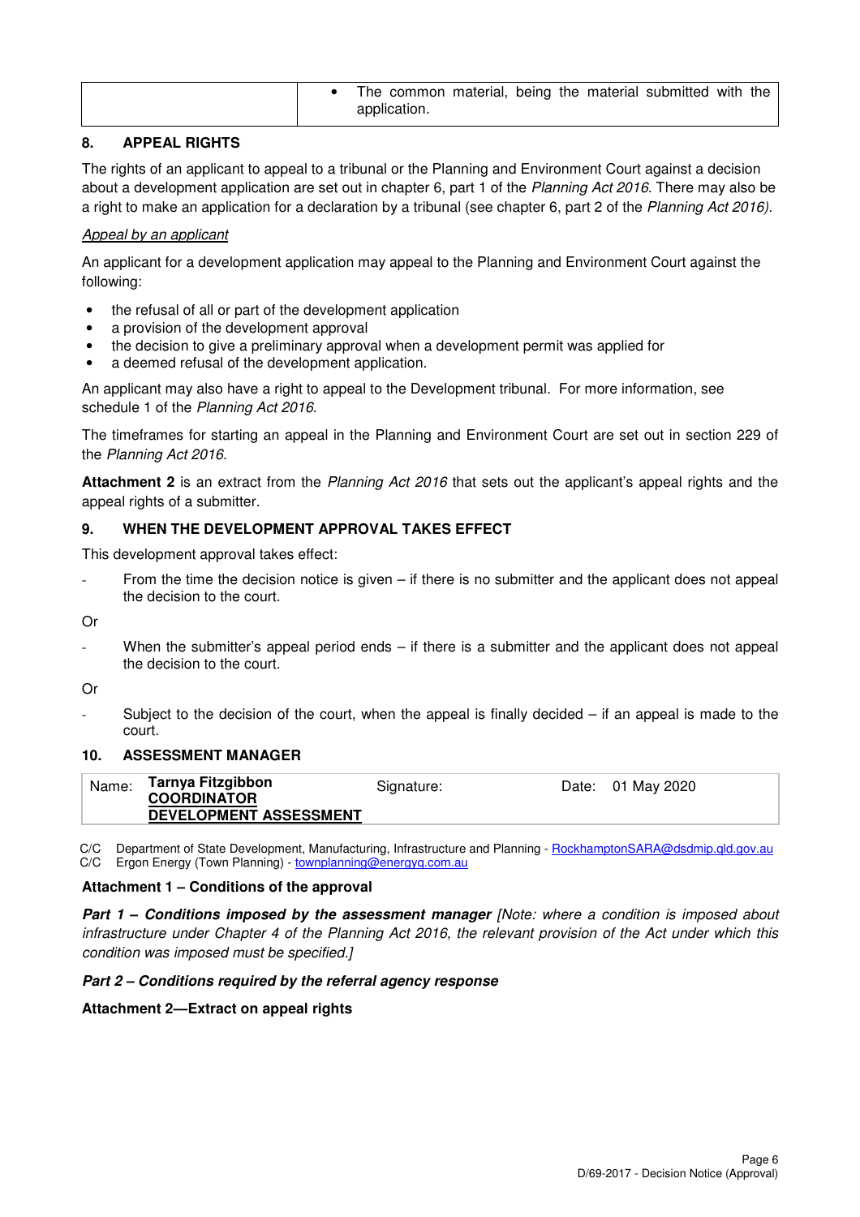| | • The common material, being the material submitted with the application. |
|---|---|

## 8. APPEAL RIGHTS

The rights of an applicant to appeal to a tribunal or the Planning and Environment Court against a decision about a development application are set out in chapter 6, part 1 of the *Planning Act 2016*. There may also be a right to make an application for a declaration by a tribunal (see chapter 6, part 2 of the *Planning Act 2016).*

*Appeal by an applicant*

An applicant for a development application may appeal to the Planning and Environment Court against the following:

- the refusal of all or part of the development application
- a provision of the development approval
- the decision to give a preliminary approval when a development permit was applied for
- a deemed refusal of the development application.

An applicant may also have a right to appeal to the Development tribunal. For more information, see schedule 1 of the *Planning Act 2016*.

The timeframes for starting an appeal in the Planning and Environment Court are set out in section 229 of the *Planning Act 2016*.

**Attachment 2** is an extract from the *Planning Act 2016* that sets out the applicant's appeal rights and the appeal rights of a submitter.

## 9. WHEN THE DEVELOPMENT APPROVAL TAKES EFFECT

This development approval takes effect:

- From the time the decision notice is given – if there is no submitter and the applicant does not appeal the decision to the court.

Or

- When the submitter's appeal period ends – if there is a submitter and the applicant does not appeal the decision to the court.

Or

- Subject to the decision of the court, when the appeal is finally decided – if an appeal is made to the court.

## 10. ASSESSMENT MANAGER

| Name: | **Tarnya Fitzgibbon**<br>**COORDINATOR**<br>**DEVELOPMENT ASSESSMENT** | Signature: | Date: 01 May 2020 |
|---|---|---|---|

C/C Department of State Development, Manufacturing, Infrastructure and Planning - RockhamptonSARA@dsdmip.qld.gov.au
C/C Ergon Energy (Town Planning) - townplanning@energyq.com.au

**Attachment 1 – Conditions of the approval**

***Part 1 – Conditions imposed by the assessment manager*** *[Note: where a condition is imposed about infrastructure under Chapter 4 of the Planning Act 2016, the relevant provision of the Act under which this condition was imposed must be specified.]*

***Part 2 – Conditions required by the referral agency response***

**Attachment 2—Extract on appeal rights**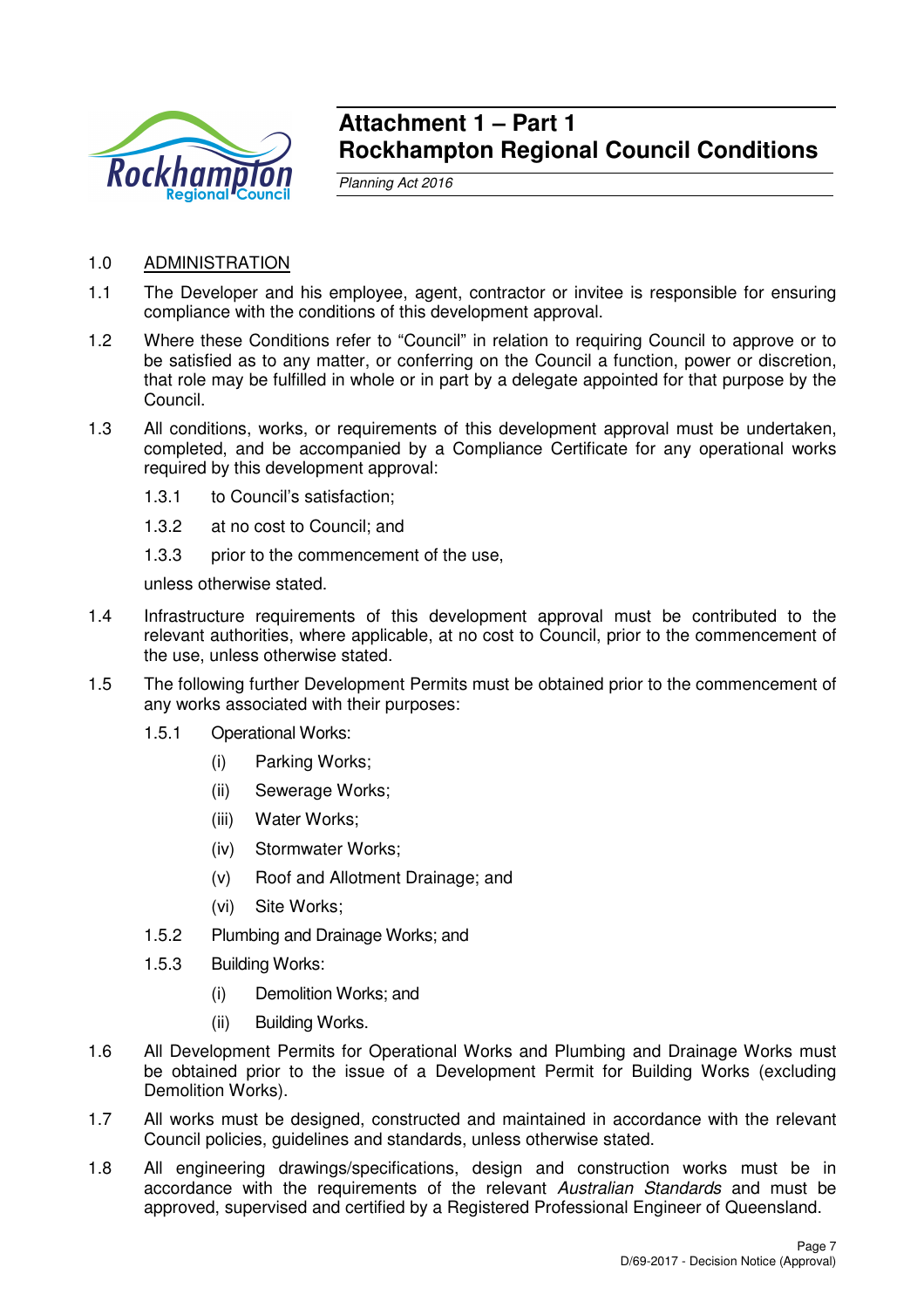# Attachment 1 – Part 1
# Rockhampton Regional Council Conditions

*Planning Act 2016*

1.0 ADMINISTRATION

1.1 The Developer and his employee, agent, contractor or invitee is responsible for ensuring compliance with the conditions of this development approval.

1.2 Where these Conditions refer to "Council" in relation to requiring Council to approve or to be satisfied as to any matter, or conferring on the Council a function, power or discretion, that role may be fulfilled in whole or in part by a delegate appointed for that purpose by the Council.

1.3 All conditions, works, or requirements of this development approval must be undertaken, completed, and be accompanied by a Compliance Certificate for any operational works required by this development approval:

1.3.1 to Council's satisfaction;

1.3.2 at no cost to Council; and

1.3.3 prior to the commencement of the use,

unless otherwise stated.

1.4 Infrastructure requirements of this development approval must be contributed to the relevant authorities, where applicable, at no cost to Council, prior to the commencement of the use, unless otherwise stated.

1.5 The following further Development Permits must be obtained prior to the commencement of any works associated with their purposes:

1.5.1 Operational Works:

(i) Parking Works;

(ii) Sewerage Works;

(iii) Water Works;

(iv) Stormwater Works;

(v) Roof and Allotment Drainage; and

(vi) Site Works;

1.5.2 Plumbing and Drainage Works; and

1.5.3 Building Works:

(i) Demolition Works; and

(ii) Building Works.

1.6 All Development Permits for Operational Works and Plumbing and Drainage Works must be obtained prior to the issue of a Development Permit for Building Works (excluding Demolition Works).

1.7 All works must be designed, constructed and maintained in accordance with the relevant Council policies, guidelines and standards, unless otherwise stated.

1.8 All engineering drawings/specifications, design and construction works must be in accordance with the requirements of the relevant *Australian Standards* and must be approved, supervised and certified by a Registered Professional Engineer of Queensland.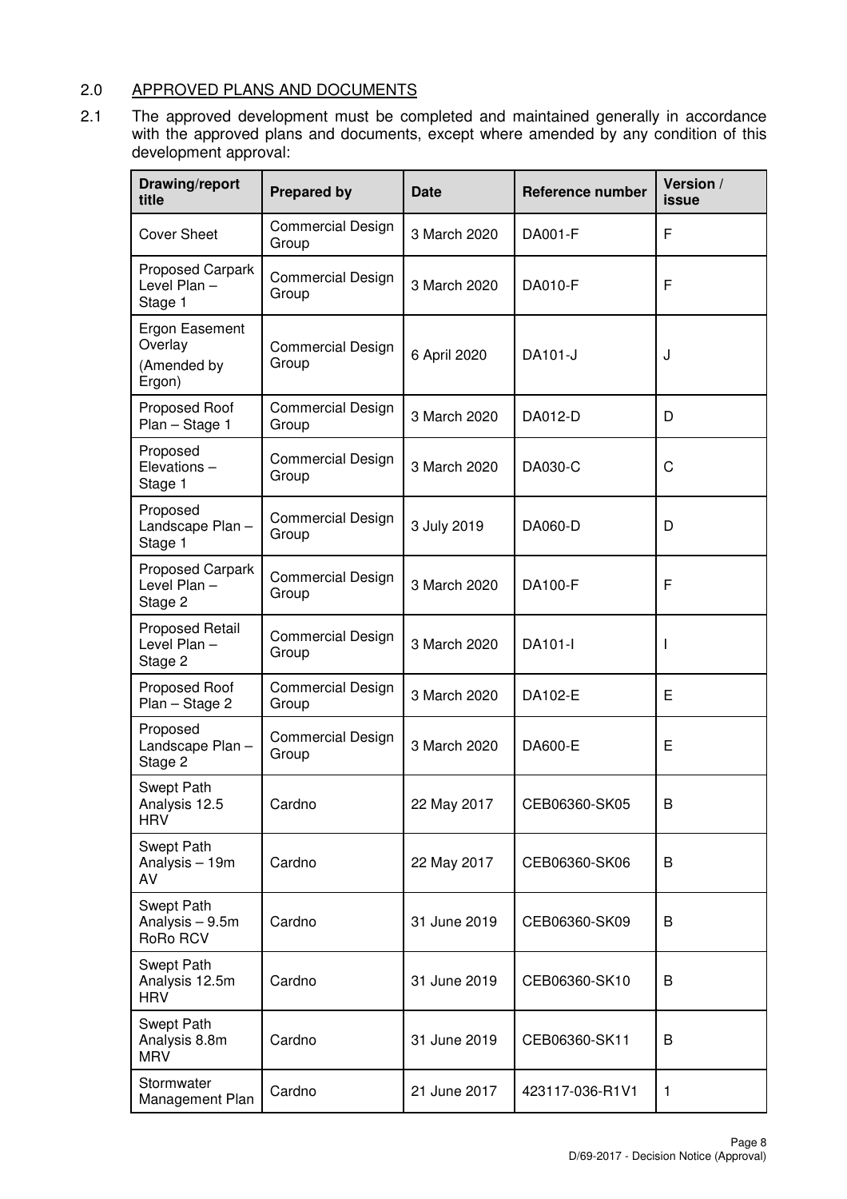## 2.0 APPROVED PLANS AND DOCUMENTS

2.1 The approved development must be completed and maintained generally in accordance with the approved plans and documents, except where amended by any condition of this development approval:

| Drawing/report title | Prepared by | Date | Reference number | Version / issue |
|---|---|---|---|---|
| Cover Sheet | Commercial Design Group | 3 March 2020 | DA001-F | F |
| Proposed Carpark Level Plan – Stage 1 | Commercial Design Group | 3 March 2020 | DA010-F | F |
| Ergon Easement Overlay (Amended by Ergon) | Commercial Design Group | 6 April 2020 | DA101-J | J |
| Proposed Roof Plan – Stage 1 | Commercial Design Group | 3 March 2020 | DA012-D | D |
| Proposed Elevations – Stage 1 | Commercial Design Group | 3 March 2020 | DA030-C | C |
| Proposed Landscape Plan – Stage 1 | Commercial Design Group | 3 July 2019 | DA060-D | D |
| Proposed Carpark Level Plan – Stage 2 | Commercial Design Group | 3 March 2020 | DA100-F | F |
| Proposed Retail Level Plan – Stage 2 | Commercial Design Group | 3 March 2020 | DA101-I | I |
| Proposed Roof Plan – Stage 2 | Commercial Design Group | 3 March 2020 | DA102-E | E |
| Proposed Landscape Plan – Stage 2 | Commercial Design Group | 3 March 2020 | DA600-E | E |
| Swept Path Analysis 12.5 HRV | Cardno | 22 May 2017 | CEB06360-SK05 | B |
| Swept Path Analysis – 19m AV | Cardno | 22 May 2017 | CEB06360-SK06 | B |
| Swept Path Analysis – 9.5m RoRo RCV | Cardno | 31 June 2019 | CEB06360-SK09 | B |
| Swept Path Analysis 12.5m HRV | Cardno | 31 June 2019 | CEB06360-SK10 | B |
| Swept Path Analysis 8.8m MRV | Cardno | 31 June 2019 | CEB06360-SK11 | B |
| Stormwater Management Plan | Cardno | 21 June 2017 | 423117-036-R1V1 | 1 |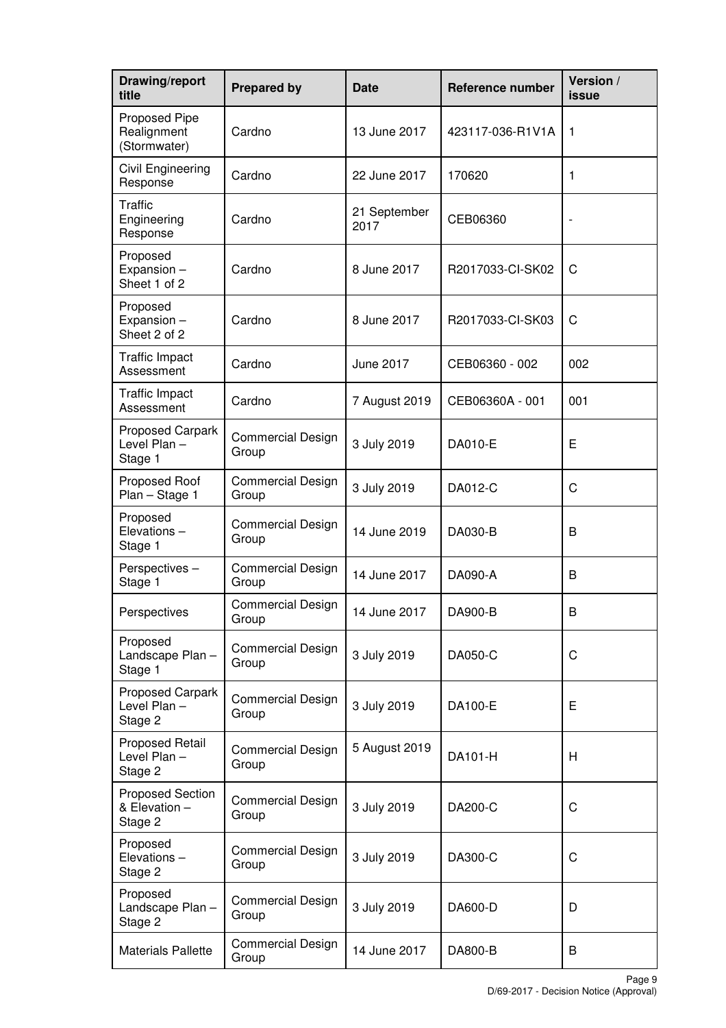| Drawing/report title | Prepared by | Date | Reference number | Version / issue |
|---|---|---|---|---|
| Proposed Pipe Realignment (Stormwater) | Cardno | 13 June 2017 | 423117-036-R1V1A | 1 |
| Civil Engineering Response | Cardno | 22 June 2017 | 170620 | 1 |
| Traffic Engineering Response | Cardno | 21 September 2017 | CEB06360 | - |
| Proposed Expansion – Sheet 1 of 2 | Cardno | 8 June 2017 | R2017033-CI-SK02 | C |
| Proposed Expansion – Sheet 2 of 2 | Cardno | 8 June 2017 | R2017033-CI-SK03 | C |
| Traffic Impact Assessment | Cardno | June 2017 | CEB06360 - 002 | 002 |
| Traffic Impact Assessment | Cardno | 7 August 2019 | CEB06360A - 001 | 001 |
| Proposed Carpark Level Plan – Stage 1 | Commercial Design Group | 3 July 2019 | DA010-E | E |
| Proposed Roof Plan – Stage 1 | Commercial Design Group | 3 July 2019 | DA012-C | C |
| Proposed Elevations – Stage 1 | Commercial Design Group | 14 June 2019 | DA030-B | B |
| Perspectives – Stage 1 | Commercial Design Group | 14 June 2017 | DA090-A | B |
| Perspectives | Commercial Design Group | 14 June 2017 | DA900-B | B |
| Proposed Landscape Plan – Stage 1 | Commercial Design Group | 3 July 2019 | DA050-C | C |
| Proposed Carpark Level Plan – Stage 2 | Commercial Design Group | 3 July 2019 | DA100-E | E |
| Proposed Retail Level Plan – Stage 2 | Commercial Design Group | 5 August 2019 | DA101-H | H |
| Proposed Section & Elevation – Stage 2 | Commercial Design Group | 3 July 2019 | DA200-C | C |
| Proposed Elevations – Stage 2 | Commercial Design Group | 3 July 2019 | DA300-C | C |
| Proposed Landscape Plan – Stage 2 | Commercial Design Group | 3 July 2019 | DA600-D | D |
| Materials Pallette | Commercial Design Group | 14 June 2017 | DA800-B | B |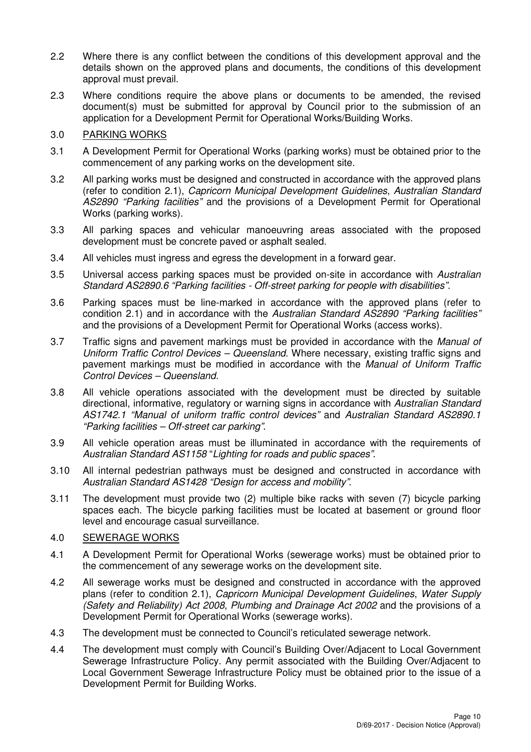2.2 Where there is any conflict between the conditions of this development approval and the details shown on the approved plans and documents, the conditions of this development approval must prevail.

2.3 Where conditions require the above plans or documents to be amended, the revised document(s) must be submitted for approval by Council prior to the submission of an application for a Development Permit for Operational Works/Building Works.

## 3.0 PARKING WORKS

3.1 A Development Permit for Operational Works (parking works) must be obtained prior to the commencement of any parking works on the development site.

3.2 All parking works must be designed and constructed in accordance with the approved plans (refer to condition 2.1), *Capricorn Municipal Development Guidelines*, *Australian Standard AS2890 "Parking facilities"* and the provisions of a Development Permit for Operational Works (parking works).

3.3 All parking spaces and vehicular manoeuvring areas associated with the proposed development must be concrete paved or asphalt sealed.

3.4 All vehicles must ingress and egress the development in a forward gear.

3.5 Universal access parking spaces must be provided on-site in accordance with *Australian Standard AS2890.6 "Parking facilities - Off-street parking for people with disabilities".*

3.6 Parking spaces must be line-marked in accordance with the approved plans (refer to condition 2.1) and in accordance with the *Australian Standard AS2890 "Parking facilities"* and the provisions of a Development Permit for Operational Works (access works).

3.7 Traffic signs and pavement markings must be provided in accordance with the *Manual of Uniform Traffic Control Devices – Queensland*. Where necessary, existing traffic signs and pavement markings must be modified in accordance with the *Manual of Uniform Traffic Control Devices – Queensland.*

3.8 All vehicle operations associated with the development must be directed by suitable directional, informative, regulatory or warning signs in accordance with *Australian Standard AS1742.1 "Manual of uniform traffic control devices"* and *Australian Standard AS2890.1 "Parking facilities – Off-street car parking"*.

3.9 All vehicle operation areas must be illuminated in accordance with the requirements of *Australian Standard AS1158 "Lighting for roads and public spaces"*.

3.10 All internal pedestrian pathways must be designed and constructed in accordance with *Australian Standard AS1428 "Design for access and mobility"*.

3.11 The development must provide two (2) multiple bike racks with seven (7) bicycle parking spaces each. The bicycle parking facilities must be located at basement or ground floor level and encourage casual surveillance.

## 4.0 SEWERAGE WORKS

4.1 A Development Permit for Operational Works (sewerage works) must be obtained prior to the commencement of any sewerage works on the development site.

4.2 All sewerage works must be designed and constructed in accordance with the approved plans (refer to condition 2.1), *Capricorn Municipal Development Guidelines*, *Water Supply (Safety and Reliability) Act 2008*, *Plumbing and Drainage Act 2002* and the provisions of a Development Permit for Operational Works (sewerage works).

4.3 The development must be connected to Council's reticulated sewerage network.

4.4 The development must comply with Council's Building Over/Adjacent to Local Government Sewerage Infrastructure Policy. Any permit associated with the Building Over/Adjacent to Local Government Sewerage Infrastructure Policy must be obtained prior to the issue of a Development Permit for Building Works.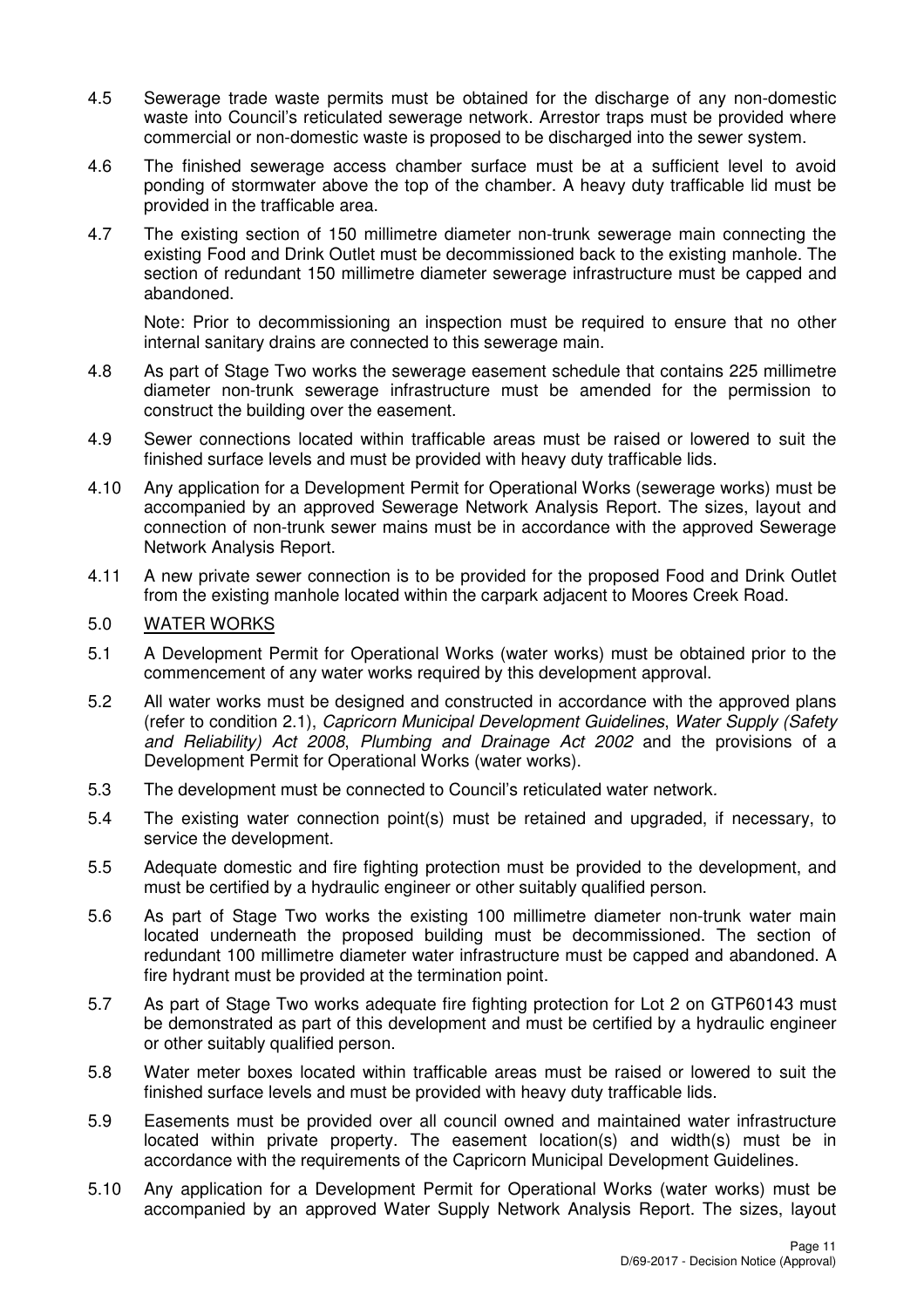4.5 Sewerage trade waste permits must be obtained for the discharge of any non-domestic waste into Council's reticulated sewerage network. Arrestor traps must be provided where commercial or non-domestic waste is proposed to be discharged into the sewer system.

4.6 The finished sewerage access chamber surface must be at a sufficient level to avoid ponding of stormwater above the top of the chamber. A heavy duty trafficable lid must be provided in the trafficable area.

4.7 The existing section of 150 millimetre diameter non-trunk sewerage main connecting the existing Food and Drink Outlet must be decommissioned back to the existing manhole. The section of redundant 150 millimetre diameter sewerage infrastructure must be capped and abandoned.

Note: Prior to decommissioning an inspection must be required to ensure that no other internal sanitary drains are connected to this sewerage main.

4.8 As part of Stage Two works the sewerage easement schedule that contains 225 millimetre diameter non-trunk sewerage infrastructure must be amended for the permission to construct the building over the easement.

4.9 Sewer connections located within trafficable areas must be raised or lowered to suit the finished surface levels and must be provided with heavy duty trafficable lids.

4.10 Any application for a Development Permit for Operational Works (sewerage works) must be accompanied by an approved Sewerage Network Analysis Report. The sizes, layout and connection of non-trunk sewer mains must be in accordance with the approved Sewerage Network Analysis Report.

4.11 A new private sewer connection is to be provided for the proposed Food and Drink Outlet from the existing manhole located within the carpark adjacent to Moores Creek Road.

5.0 WATER WORKS

5.1 A Development Permit for Operational Works (water works) must be obtained prior to the commencement of any water works required by this development approval.

5.2 All water works must be designed and constructed in accordance with the approved plans (refer to condition 2.1), *Capricorn Municipal Development Guidelines*, *Water Supply (Safety and Reliability) Act 2008*, *Plumbing and Drainage Act 2002* and the provisions of a Development Permit for Operational Works (water works).

5.3 The development must be connected to Council's reticulated water network.

5.4 The existing water connection point(s) must be retained and upgraded, if necessary, to service the development.

5.5 Adequate domestic and fire fighting protection must be provided to the development, and must be certified by a hydraulic engineer or other suitably qualified person.

5.6 As part of Stage Two works the existing 100 millimetre diameter non-trunk water main located underneath the proposed building must be decommissioned. The section of redundant 100 millimetre diameter water infrastructure must be capped and abandoned. A fire hydrant must be provided at the termination point.

5.7 As part of Stage Two works adequate fire fighting protection for Lot 2 on GTP60143 must be demonstrated as part of this development and must be certified by a hydraulic engineer or other suitably qualified person.

5.8 Water meter boxes located within trafficable areas must be raised or lowered to suit the finished surface levels and must be provided with heavy duty trafficable lids.

5.9 Easements must be provided over all council owned and maintained water infrastructure located within private property. The easement location(s) and width(s) must be in accordance with the requirements of the Capricorn Municipal Development Guidelines.

5.10 Any application for a Development Permit for Operational Works (water works) must be accompanied by an approved Water Supply Network Analysis Report. The sizes, layout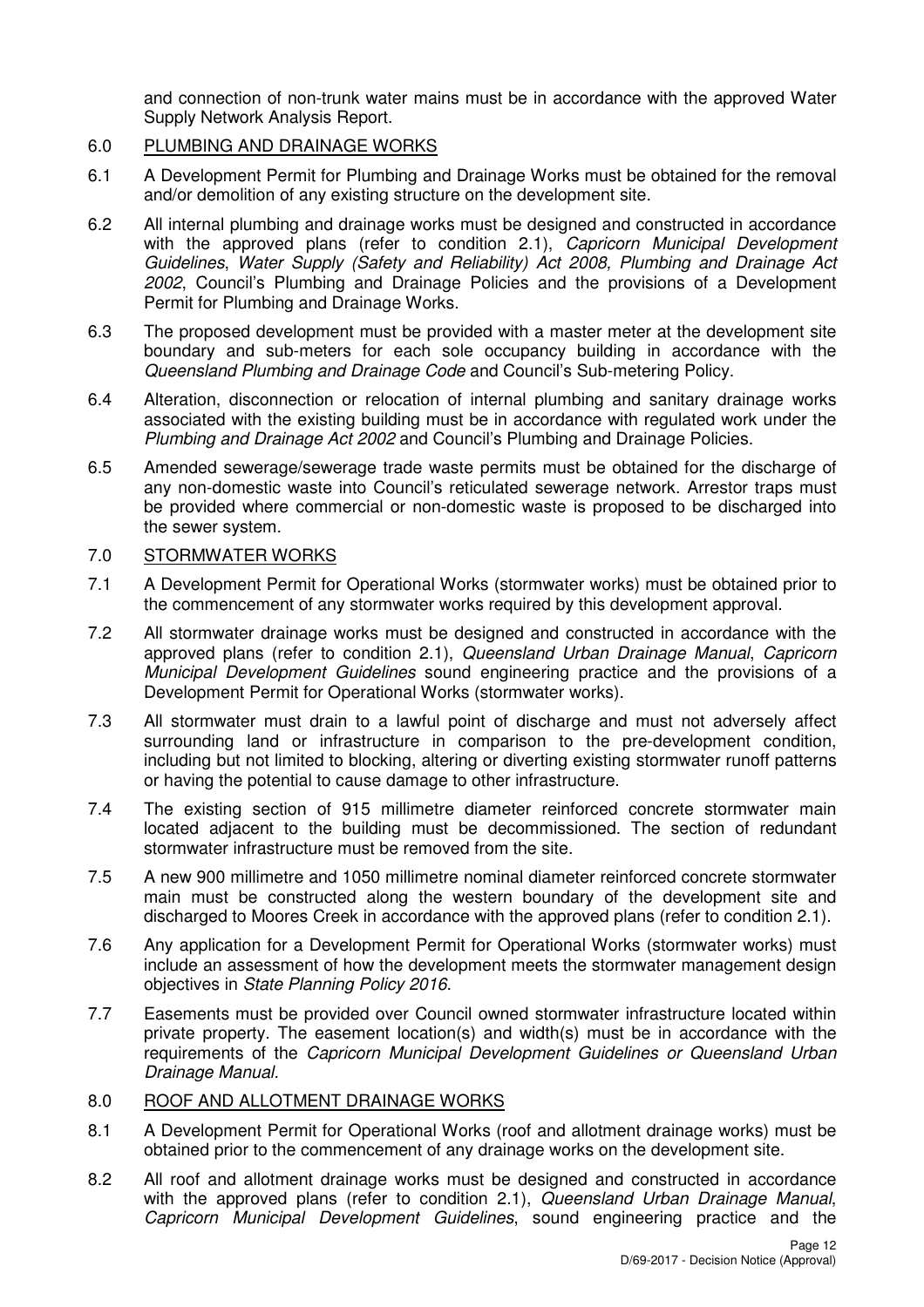and connection of non-trunk water mains must be in accordance with the approved Water Supply Network Analysis Report.

6.0 PLUMBING AND DRAINAGE WORKS

6.1 A Development Permit for Plumbing and Drainage Works must be obtained for the removal and/or demolition of any existing structure on the development site.

6.2 All internal plumbing and drainage works must be designed and constructed in accordance with the approved plans (refer to condition 2.1), *Capricorn Municipal Development Guidelines*, *Water Supply (Safety and Reliability) Act 2008, Plumbing and Drainage Act 2002*, Council's Plumbing and Drainage Policies and the provisions of a Development Permit for Plumbing and Drainage Works.

6.3 The proposed development must be provided with a master meter at the development site boundary and sub-meters for each sole occupancy building in accordance with the *Queensland Plumbing and Drainage Code* and Council's Sub-metering Policy.

6.4 Alteration, disconnection or relocation of internal plumbing and sanitary drainage works associated with the existing building must be in accordance with regulated work under the *Plumbing and Drainage Act 2002* and Council's Plumbing and Drainage Policies.

6.5 Amended sewerage/sewerage trade waste permits must be obtained for the discharge of any non-domestic waste into Council's reticulated sewerage network. Arrestor traps must be provided where commercial or non-domestic waste is proposed to be discharged into the sewer system.

7.0 STORMWATER WORKS

7.1 A Development Permit for Operational Works (stormwater works) must be obtained prior to the commencement of any stormwater works required by this development approval.

7.2 All stormwater drainage works must be designed and constructed in accordance with the approved plans (refer to condition 2.1), *Queensland Urban Drainage Manual*, *Capricorn Municipal Development Guidelines* sound engineering practice and the provisions of a Development Permit for Operational Works (stormwater works).

7.3 All stormwater must drain to a lawful point of discharge and must not adversely affect surrounding land or infrastructure in comparison to the pre-development condition, including but not limited to blocking, altering or diverting existing stormwater runoff patterns or having the potential to cause damage to other infrastructure.

7.4 The existing section of 915 millimetre diameter reinforced concrete stormwater main located adjacent to the building must be decommissioned. The section of redundant stormwater infrastructure must be removed from the site.

7.5 A new 900 millimetre and 1050 millimetre nominal diameter reinforced concrete stormwater main must be constructed along the western boundary of the development site and discharged to Moores Creek in accordance with the approved plans (refer to condition 2.1).

7.6 Any application for a Development Permit for Operational Works (stormwater works) must include an assessment of how the development meets the stormwater management design objectives in *State Planning Policy 2016*.

7.7 Easements must be provided over Council owned stormwater infrastructure located within private property. The easement location(s) and width(s) must be in accordance with the requirements of the *Capricorn Municipal Development Guidelines or Queensland Urban Drainage Manual.*

8.0 ROOF AND ALLOTMENT DRAINAGE WORKS

8.1 A Development Permit for Operational Works (roof and allotment drainage works) must be obtained prior to the commencement of any drainage works on the development site.

8.2 All roof and allotment drainage works must be designed and constructed in accordance with the approved plans (refer to condition 2.1), *Queensland Urban Drainage Manual*, *Capricorn Municipal Development Guidelines*, sound engineering practice and the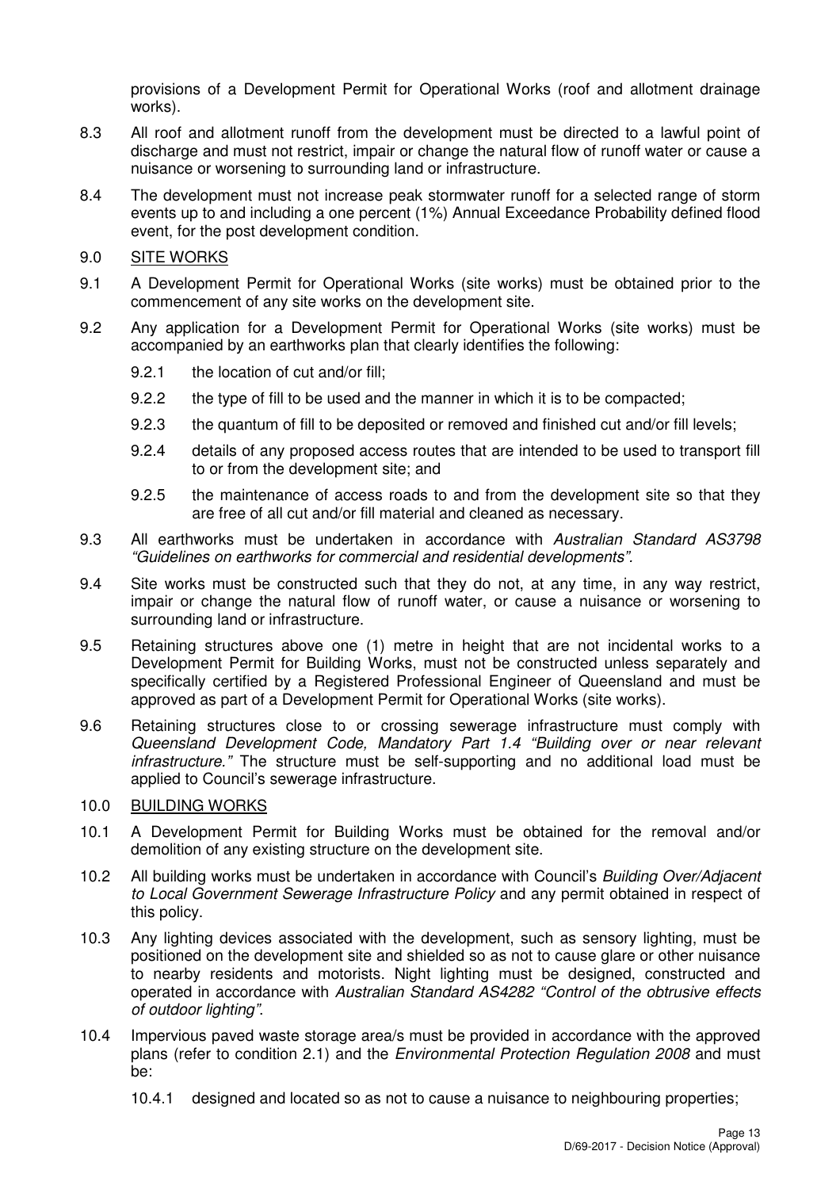provisions of a Development Permit for Operational Works (roof and allotment drainage works).

8.3 All roof and allotment runoff from the development must be directed to a lawful point of discharge and must not restrict, impair or change the natural flow of runoff water or cause a nuisance or worsening to surrounding land or infrastructure.

8.4 The development must not increase peak stormwater runoff for a selected range of storm events up to and including a one percent (1%) Annual Exceedance Probability defined flood event, for the post development condition.

## 9.0 SITE WORKS

9.1 A Development Permit for Operational Works (site works) must be obtained prior to the commencement of any site works on the development site.

9.2 Any application for a Development Permit for Operational Works (site works) must be accompanied by an earthworks plan that clearly identifies the following:

- 9.2.1 the location of cut and/or fill;
- 9.2.2 the type of fill to be used and the manner in which it is to be compacted;
- 9.2.3 the quantum of fill to be deposited or removed and finished cut and/or fill levels;
- 9.2.4 details of any proposed access routes that are intended to be used to transport fill to or from the development site; and
- 9.2.5 the maintenance of access roads to and from the development site so that they are free of all cut and/or fill material and cleaned as necessary.

9.3 All earthworks must be undertaken in accordance with *Australian Standard AS3798 "Guidelines on earthworks for commercial and residential developments"*.

9.4 Site works must be constructed such that they do not, at any time, in any way restrict, impair or change the natural flow of runoff water, or cause a nuisance or worsening to surrounding land or infrastructure.

9.5 Retaining structures above one (1) metre in height that are not incidental works to a Development Permit for Building Works, must not be constructed unless separately and specifically certified by a Registered Professional Engineer of Queensland and must be approved as part of a Development Permit for Operational Works (site works).

9.6 Retaining structures close to or crossing sewerage infrastructure must comply with *Queensland Development Code, Mandatory Part 1.4 "Building over or near relevant infrastructure."* The structure must be self-supporting and no additional load must be applied to Council's sewerage infrastructure.

## 10.0 BUILDING WORKS

10.1 A Development Permit for Building Works must be obtained for the removal and/or demolition of any existing structure on the development site.

10.2 All building works must be undertaken in accordance with Council's *Building Over/Adjacent to Local Government Sewerage Infrastructure Policy* and any permit obtained in respect of this policy.

10.3 Any lighting devices associated with the development, such as sensory lighting, must be positioned on the development site and shielded so as not to cause glare or other nuisance to nearby residents and motorists. Night lighting must be designed, constructed and operated in accordance with *Australian Standard AS4282 "Control of the obtrusive effects of outdoor lighting"*.

10.4 Impervious paved waste storage area/s must be provided in accordance with the approved plans (refer to condition 2.1) and the *Environmental Protection Regulation 2008* and must be:

- 10.4.1 designed and located so as not to cause a nuisance to neighbouring properties;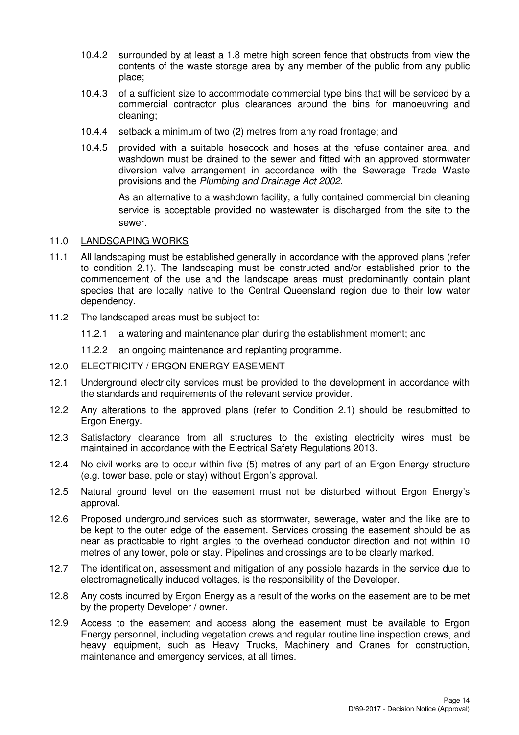10.4.2 surrounded by at least a 1.8 metre high screen fence that obstructs from view the contents of the waste storage area by any member of the public from any public place;

10.4.3 of a sufficient size to accommodate commercial type bins that will be serviced by a commercial contractor plus clearances around the bins for manoeuvring and cleaning;

10.4.4 setback a minimum of two (2) metres from any road frontage; and

10.4.5 provided with a suitable hosecock and hoses at the refuse container area, and washdown must be drained to the sewer and fitted with an approved stormwater diversion valve arrangement in accordance with the Sewerage Trade Waste provisions and the *Plumbing and Drainage Act 2002.*

As an alternative to a washdown facility, a fully contained commercial bin cleaning service is acceptable provided no wastewater is discharged from the site to the sewer.

11.0 LANDSCAPING WORKS

11.1 All landscaping must be established generally in accordance with the approved plans (refer to condition 2.1). The landscaping must be constructed and/or established prior to the commencement of the use and the landscape areas must predominantly contain plant species that are locally native to the Central Queensland region due to their low water dependency.

11.2 The landscaped areas must be subject to:

11.2.1 a watering and maintenance plan during the establishment moment; and

11.2.2 an ongoing maintenance and replanting programme.

12.0 ELECTRICITY / ERGON ENERGY EASEMENT

12.1 Underground electricity services must be provided to the development in accordance with the standards and requirements of the relevant service provider.

12.2 Any alterations to the approved plans (refer to Condition 2.1) should be resubmitted to Ergon Energy.

12.3 Satisfactory clearance from all structures to the existing electricity wires must be maintained in accordance with the Electrical Safety Regulations 2013.

12.4 No civil works are to occur within five (5) metres of any part of an Ergon Energy structure (e.g. tower base, pole or stay) without Ergon's approval.

12.5 Natural ground level on the easement must not be disturbed without Ergon Energy's approval.

12.6 Proposed underground services such as stormwater, sewerage, water and the like are to be kept to the outer edge of the easement. Services crossing the easement should be as near as practicable to right angles to the overhead conductor direction and not within 10 metres of any tower, pole or stay. Pipelines and crossings are to be clearly marked.

12.7 The identification, assessment and mitigation of any possible hazards in the service due to electromagnetically induced voltages, is the responsibility of the Developer.

12.8 Any costs incurred by Ergon Energy as a result of the works on the easement are to be met by the property Developer / owner.

12.9 Access to the easement and access along the easement must be available to Ergon Energy personnel, including vegetation crews and regular routine line inspection crews, and heavy equipment, such as Heavy Trucks, Machinery and Cranes for construction, maintenance and emergency services, at all times.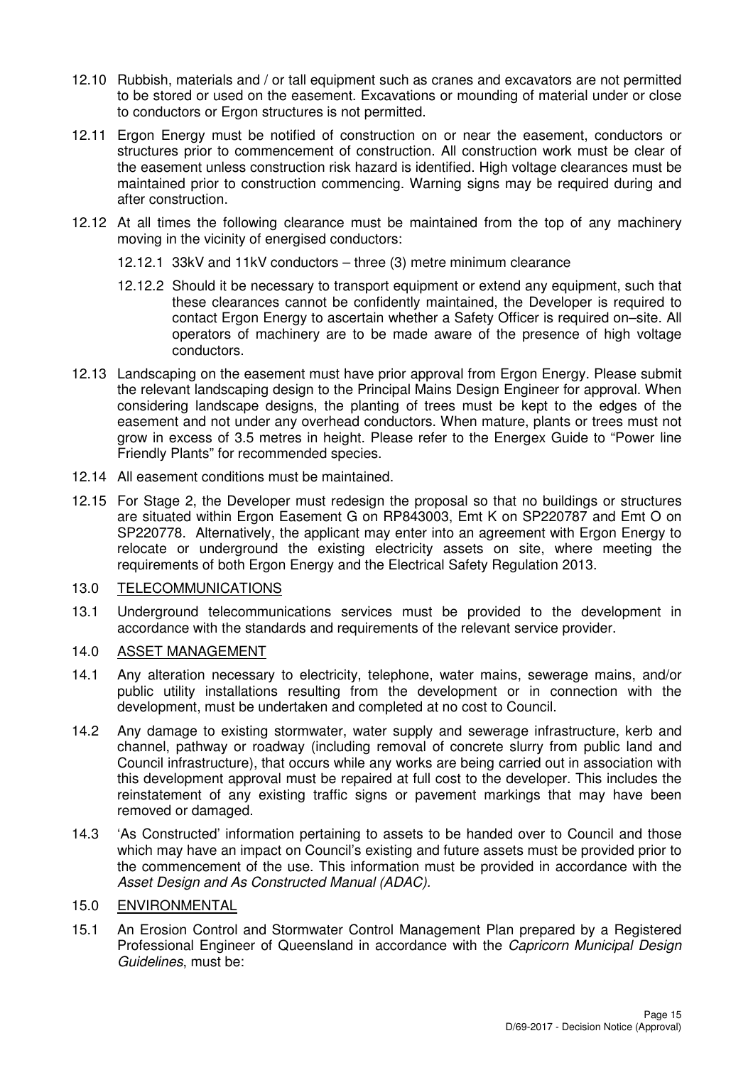12.10 Rubbish, materials and / or tall equipment such as cranes and excavators are not permitted to be stored or used on the easement. Excavations or mounding of material under or close to conductors or Ergon structures is not permitted.

12.11 Ergon Energy must be notified of construction on or near the easement, conductors or structures prior to commencement of construction. All construction work must be clear of the easement unless construction risk hazard is identified. High voltage clearances must be maintained prior to construction commencing. Warning signs may be required during and after construction.

12.12 At all times the following clearance must be maintained from the top of any machinery moving in the vicinity of energised conductors:

12.12.1 33kV and 11kV conductors – three (3) metre minimum clearance

12.12.2 Should it be necessary to transport equipment or extend any equipment, such that these clearances cannot be confidently maintained, the Developer is required to contact Ergon Energy to ascertain whether a Safety Officer is required on–site. All operators of machinery are to be made aware of the presence of high voltage conductors.

12.13 Landscaping on the easement must have prior approval from Ergon Energy. Please submit the relevant landscaping design to the Principal Mains Design Engineer for approval. When considering landscape designs, the planting of trees must be kept to the edges of the easement and not under any overhead conductors. When mature, plants or trees must not grow in excess of 3.5 metres in height. Please refer to the Energex Guide to "Power line Friendly Plants" for recommended species.

12.14 All easement conditions must be maintained.

12.15 For Stage 2, the Developer must redesign the proposal so that no buildings or structures are situated within Ergon Easement G on RP843003, Emt K on SP220787 and Emt O on SP220778. Alternatively, the applicant may enter into an agreement with Ergon Energy to relocate or underground the existing electricity assets on site, where meeting the requirements of both Ergon Energy and the Electrical Safety Regulation 2013.

## 13.0 TELECOMMUNICATIONS

13.1 Underground telecommunications services must be provided to the development in accordance with the standards and requirements of the relevant service provider.

## 14.0 ASSET MANAGEMENT

14.1 Any alteration necessary to electricity, telephone, water mains, sewerage mains, and/or public utility installations resulting from the development or in connection with the development, must be undertaken and completed at no cost to Council.

14.2 Any damage to existing stormwater, water supply and sewerage infrastructure, kerb and channel, pathway or roadway (including removal of concrete slurry from public land and Council infrastructure), that occurs while any works are being carried out in association with this development approval must be repaired at full cost to the developer. This includes the reinstatement of any existing traffic signs or pavement markings that may have been removed or damaged.

14.3 'As Constructed' information pertaining to assets to be handed over to Council and those which may have an impact on Council's existing and future assets must be provided prior to the commencement of the use. This information must be provided in accordance with the *Asset Design and As Constructed Manual (ADAC).*

## 15.0 ENVIRONMENTAL

15.1 An Erosion Control and Stormwater Control Management Plan prepared by a Registered Professional Engineer of Queensland in accordance with the *Capricorn Municipal Design Guidelines*, must be: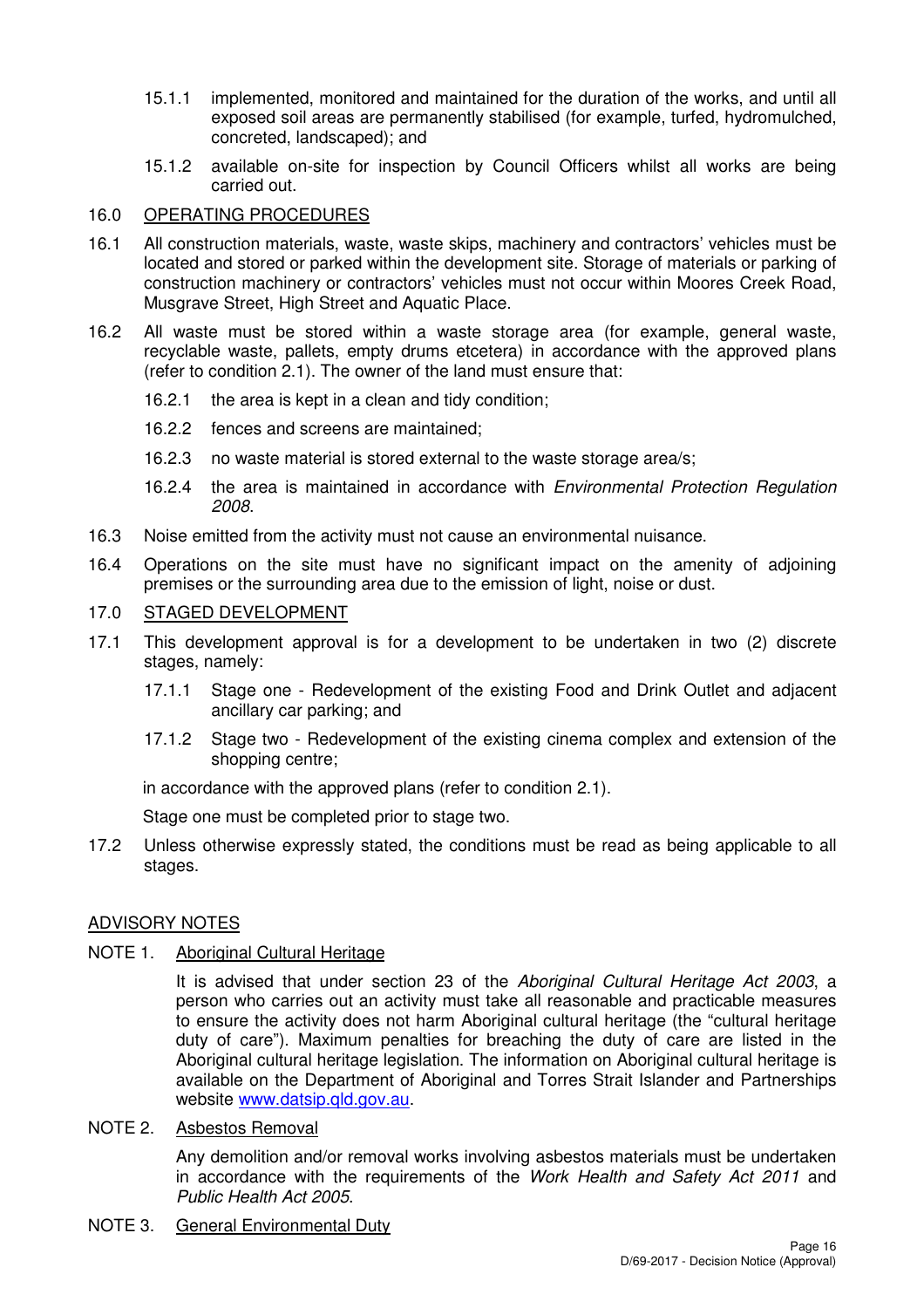15.1.1 implemented, monitored and maintained for the duration of the works, and until all exposed soil areas are permanently stabilised (for example, turfed, hydromulched, concreted, landscaped); and

15.1.2 available on-site for inspection by Council Officers whilst all works are being carried out.

16.0 OPERATING PROCEDURES

16.1 All construction materials, waste, waste skips, machinery and contractors' vehicles must be located and stored or parked within the development site. Storage of materials or parking of construction machinery or contractors' vehicles must not occur within Moores Creek Road, Musgrave Street, High Street and Aquatic Place.

16.2 All waste must be stored within a waste storage area (for example, general waste, recyclable waste, pallets, empty drums etcetera) in accordance with the approved plans (refer to condition 2.1). The owner of the land must ensure that:

16.2.1 the area is kept in a clean and tidy condition;

16.2.2 fences and screens are maintained;

16.2.3 no waste material is stored external to the waste storage area/s;

16.2.4 the area is maintained in accordance with *Environmental Protection Regulation 2008*.

16.3 Noise emitted from the activity must not cause an environmental nuisance.

16.4 Operations on the site must have no significant impact on the amenity of adjoining premises or the surrounding area due to the emission of light, noise or dust.

17.0 STAGED DEVELOPMENT

17.1 This development approval is for a development to be undertaken in two (2) discrete stages, namely:

17.1.1 Stage one - Redevelopment of the existing Food and Drink Outlet and adjacent ancillary car parking; and

17.1.2 Stage two - Redevelopment of the existing cinema complex and extension of the shopping centre;

in accordance with the approved plans (refer to condition 2.1).

Stage one must be completed prior to stage two.

17.2 Unless otherwise expressly stated, the conditions must be read as being applicable to all stages.

## ADVISORY NOTES

NOTE 1. Aboriginal Cultural Heritage

It is advised that under section 23 of the *Aboriginal Cultural Heritage Act 2003*, a person who carries out an activity must take all reasonable and practicable measures to ensure the activity does not harm Aboriginal cultural heritage (the "cultural heritage duty of care"). Maximum penalties for breaching the duty of care are listed in the Aboriginal cultural heritage legislation. The information on Aboriginal cultural heritage is available on the Department of Aboriginal and Torres Strait Islander and Partnerships website www.datsip.qld.gov.au.

NOTE 2. Asbestos Removal

Any demolition and/or removal works involving asbestos materials must be undertaken in accordance with the requirements of the *Work Health and Safety Act 2011* and *Public Health Act 2005*.

NOTE 3. General Environmental Duty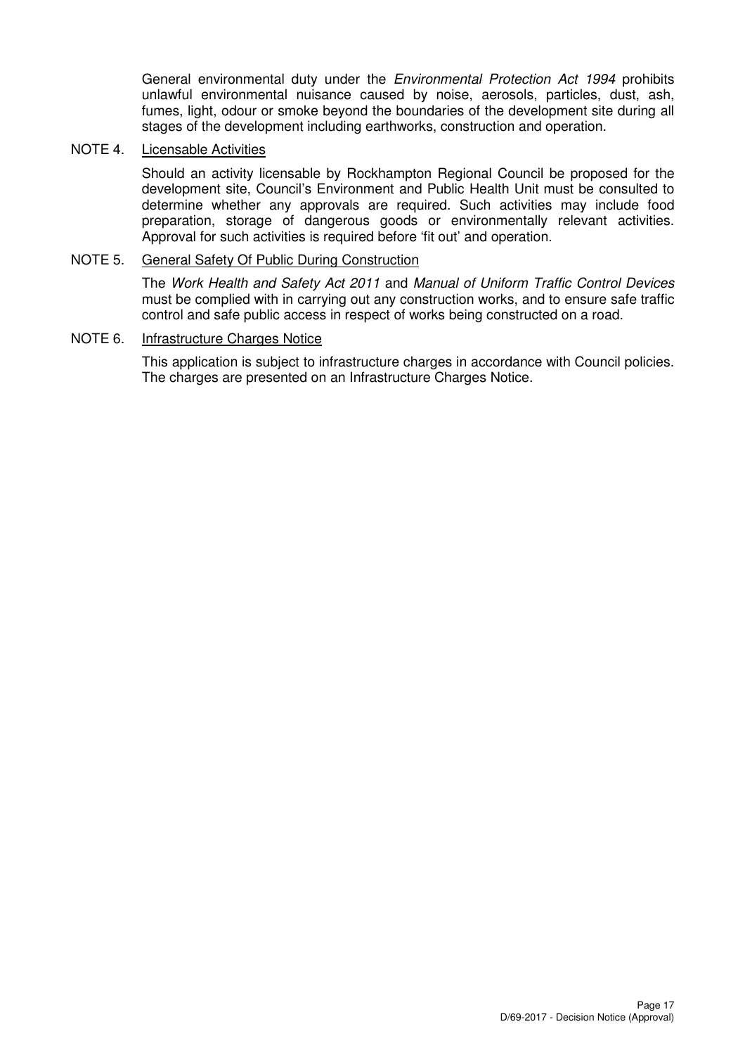General environmental duty under the *Environmental Protection Act 1994* prohibits unlawful environmental nuisance caused by noise, aerosols, particles, dust, ash, fumes, light, odour or smoke beyond the boundaries of the development site during all stages of the development including earthworks, construction and operation.

NOTE 4. Licensable Activities

Should an activity licensable by Rockhampton Regional Council be proposed for the development site, Council's Environment and Public Health Unit must be consulted to determine whether any approvals are required. Such activities may include food preparation, storage of dangerous goods or environmentally relevant activities. Approval for such activities is required before 'fit out' and operation.

NOTE 5. General Safety Of Public During Construction

The *Work Health and Safety Act 2011* and *Manual of Uniform Traffic Control Devices* must be complied with in carrying out any construction works, and to ensure safe traffic control and safe public access in respect of works being constructed on a road.

NOTE 6. Infrastructure Charges Notice

This application is subject to infrastructure charges in accordance with Council policies. The charges are presented on an Infrastructure Charges Notice.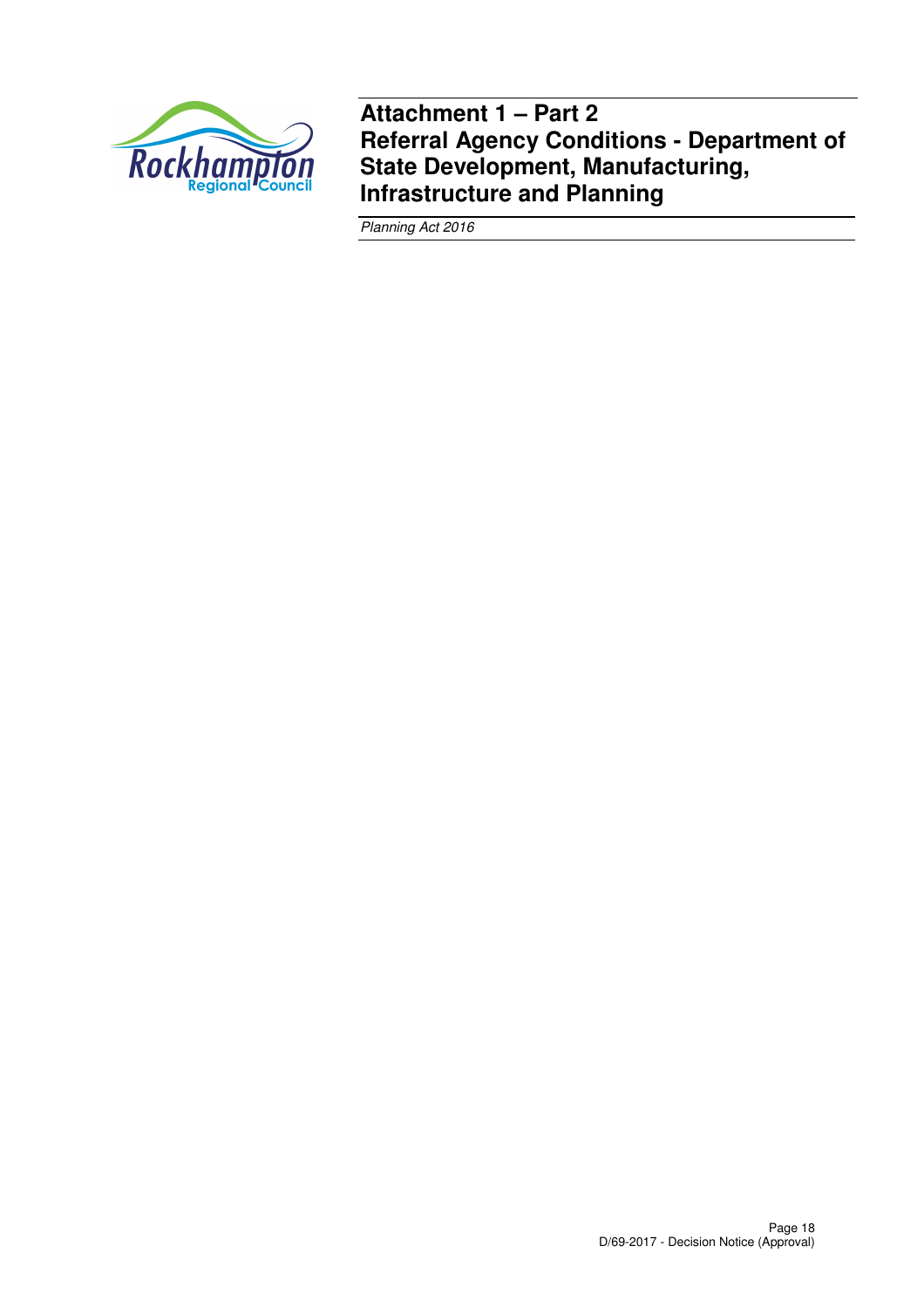# Attachment 1 – Part 2
# Referral Agency Conditions - Department of State Development, Manufacturing, Infrastructure and Planning

*Planning Act 2016*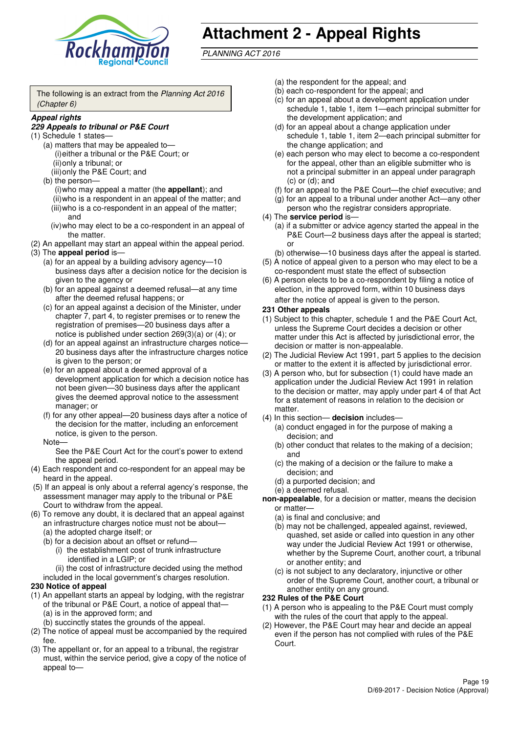# Attachment 2 - Appeal Rights

*PLANNING ACT 2016*

The following is an extract from the *Planning Act 2016 (Chapter 6)*

***Appeal rights***

***229 Appeals to tribunal or P&E Court***

(1) Schedule 1 states—

- (a) matters that may be appealed to—
  - (i) either a tribunal or the P&E Court; or
  - (ii) only a tribunal; or
  - (iii) only the P&E Court; and
- (b) the person—
  - (i) who may appeal a matter (the **appellant**); and
  - (ii) who is a respondent in an appeal of the matter; and
  - (iii) who is a co-respondent in an appeal of the matter; and
  - (iv) who may elect to be a co-respondent in an appeal of the matter.

(2) An appellant may start an appeal within the appeal period.

(3) The **appeal period** is—

- (a) for an appeal by a building advisory agency—10 business days after a decision notice for the decision is given to the agency or
- (b) for an appeal against a deemed refusal—at any time after the deemed refusal happens; or
- (c) for an appeal against a decision of the Minister, under chapter 7, part 4, to register premises or to renew the registration of premises—20 business days after a notice is published under section 269(3)(a) or (4); or
- (d) for an appeal against an infrastructure charges notice—20 business days after the infrastructure charges notice is given to the person; or
- (e) for an appeal about a deemed approval of a development application for which a decision notice has not been given—30 business days after the applicant gives the deemed approval notice to the assessment manager; or
- (f) for any other appeal—20 business days after a notice of the decision for the matter, including an enforcement notice, is given to the person.

Note—

See the P&E Court Act for the court's power to extend the appeal period.

(4) Each respondent and co-respondent for an appeal may be heard in the appeal.

(5) If an appeal is only about a referral agency's response, the assessment manager may apply to the tribunal or P&E Court to withdraw from the appeal.

(6) To remove any doubt, it is declared that an appeal against an infrastructure charges notice must not be about—

- (a) the adopted charge itself; or
- (b) for a decision about an offset or refund—
  - (i) the establishment cost of trunk infrastructure identified in a LGIP; or
  - (ii) the cost of infrastructure decided using the method

included in the local government's charges resolution.

**230 Notice of appeal**

(1) An appellant starts an appeal by lodging, with the registrar of the tribunal or P&E Court, a notice of appeal that—

- (a) is in the approved form; and
- (b) succinctly states the grounds of the appeal.

(2) The notice of appeal must be accompanied by the required fee.

(3) The appellant or, for an appeal to a tribunal, the registrar must, within the service period, give a copy of the notice of appeal to—

- (a) the respondent for the appeal; and
- (b) each co-respondent for the appeal; and
- (c) for an appeal about a development application under schedule 1, table 1, item 1—each principal submitter for the development application; and
- (d) for an appeal about a change application under schedule 1, table 1, item 2—each principal submitter for the change application; and
- (e) each person who may elect to become a co-respondent for the appeal, other than an eligible submitter who is not a principal submitter in an appeal under paragraph (c) or (d); and
- (f) for an appeal to the P&E Court—the chief executive; and
- (g) for an appeal to a tribunal under another Act—any other person who the registrar considers appropriate.

(4) The **service period** is—

- (a) if a submitter or advice agency started the appeal in the P&E Court—2 business days after the appeal is started; or
- (b) otherwise—10 business days after the appeal is started.

(5) A notice of appeal given to a person who may elect to be a co-respondent must state the effect of subsection

(6) A person elects to be a co-respondent by filing a notice of election, in the approved form, within 10 business days after the notice of appeal is given to the person.

**231 Other appeals**

(1) Subject to this chapter, schedule 1 and the P&E Court Act, unless the Supreme Court decides a decision or other matter under this Act is affected by jurisdictional error, the decision or matter is non-appealable.

(2) The Judicial Review Act 1991, part 5 applies to the decision or matter to the extent it is affected by jurisdictional error.

(3) A person who, but for subsection (1) could have made an application under the Judicial Review Act 1991 in relation to the decision or matter, may apply under part 4 of that Act for a statement of reasons in relation to the decision or matter.

(4) In this section— **decision** includes—

- (a) conduct engaged in for the purpose of making a decision; and
- (b) other conduct that relates to the making of a decision; and
- (c) the making of a decision or the failure to make a decision; and
- (d) a purported decision; and
- (e) a deemed refusal.

**non-appealable**, for a decision or matter, means the decision or matter—

- (a) is final and conclusive; and
- (b) may not be challenged, appealed against, reviewed, quashed, set aside or called into question in any other way under the Judicial Review Act 1991 or otherwise, whether by the Supreme Court, another court, a tribunal or another entity; and
- (c) is not subject to any declaratory, injunctive or other order of the Supreme Court, another court, a tribunal or another entity on any ground.

**232 Rules of the P&E Court**

(1) A person who is appealing to the P&E Court must comply with the rules of the court that apply to the appeal.

(2) However, the P&E Court may hear and decide an appeal even if the person has not complied with rules of the P&E Court.

D/69-2017 - Decision Notice (Approval)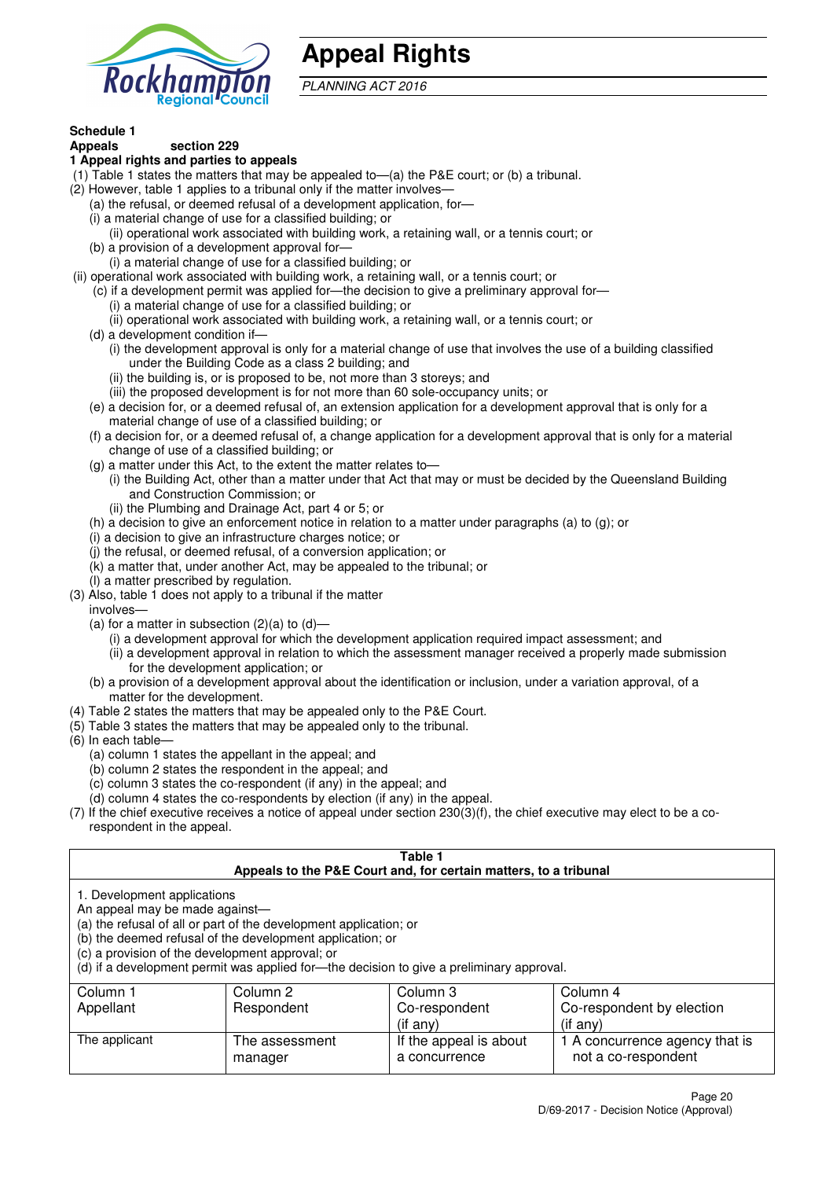# Appeal Rights

*PLANNING ACT 2016*

**Schedule 1**

**Appeals section 229**

**1 Appeal rights and parties to appeals**

(1) Table 1 states the matters that may be appealed to—(a) the P&E court; or (b) a tribunal.

(2) However, table 1 applies to a tribunal only if the matter involves—

(a) the refusal, or deemed refusal of a development application, for—

(i) a material change of use for a classified building; or

(ii) operational work associated with building work, a retaining wall, or a tennis court; or

(b) a provision of a development approval for—

(i) a material change of use for a classified building; or

(ii) operational work associated with building work, a retaining wall, or a tennis court; or

(c) if a development permit was applied for—the decision to give a preliminary approval for—

(i) a material change of use for a classified building; or

(ii) operational work associated with building work, a retaining wall, or a tennis court; or

(d) a development condition if—

(i) the development approval is only for a material change of use that involves the use of a building classified under the Building Code as a class 2 building; and

(ii) the building is, or is proposed to be, not more than 3 storeys; and

(iii) the proposed development is for not more than 60 sole-occupancy units; or

(e) a decision for, or a deemed refusal of, an extension application for a development approval that is only for a material change of use of a classified building; or

(f) a decision for, or a deemed refusal of, a change application for a development approval that is only for a material change of use of a classified building; or

(g) a matter under this Act, to the extent the matter relates to—

(i) the Building Act, other than a matter under that Act that may or must be decided by the Queensland Building and Construction Commission; or

(ii) the Plumbing and Drainage Act, part 4 or 5; or

(h) a decision to give an enforcement notice in relation to a matter under paragraphs (a) to (g); or

(i) a decision to give an infrastructure charges notice; or

(j) the refusal, or deemed refusal, of a conversion application; or

(k) a matter that, under another Act, may be appealed to the tribunal; or

(l) a matter prescribed by regulation.

(3) Also, table 1 does not apply to a tribunal if the matter involves—

(a) for a matter in subsection (2)(a) to (d)—

(i) a development approval for which the development application required impact assessment; and

(ii) a development approval in relation to which the assessment manager received a properly made submission for the development application; or

(b) a provision of a development approval about the identification or inclusion, under a variation approval, of a matter for the development.

(4) Table 2 states the matters that may be appealed only to the P&E Court.

(5) Table 3 states the matters that may be appealed only to the tribunal.

(6) In each table—

(a) column 1 states the appellant in the appeal; and

(b) column 2 states the respondent in the appeal; and

(c) column 3 states the co-respondent (if any) in the appeal; and

(d) column 4 states the co-respondents by election (if any) in the appeal.

(7) If the chief executive receives a notice of appeal under section 230(3)(f), the chief executive may elect to be a co-respondent in the appeal.

**Table 1**
**Appeals to the P&E Court and, for certain matters, to a tribunal**

1. Development applications

An appeal may be made against—

(a) the refusal of all or part of the development application; or

(b) the deemed refusal of the development application; or

(c) a provision of the development approval; or

(d) if a development permit was applied for—the decision to give a preliminary approval.

| Column 1<br>Appellant | Column 2<br>Respondent | Column 3<br>Co-respondent<br>(if any) | Column 4<br>Co-respondent by election<br>(if any) |
|---|---|---|---|
| The applicant | The assessment manager | If the appeal is about a concurrence | 1 A concurrence agency that is not a co-respondent |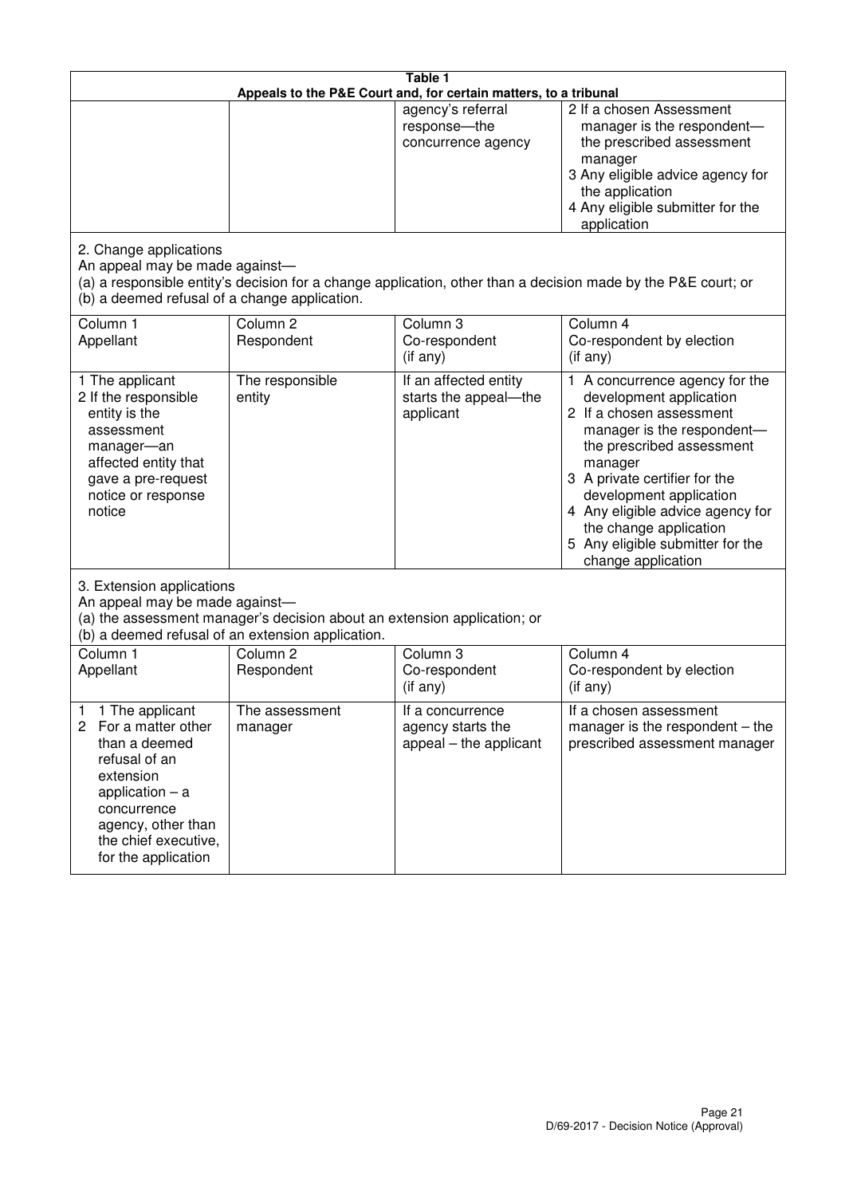**Table 1**
**Appeals to the P&E Court and, for certain matters, to a tribunal**

| | | | |
|---|---|---|---|
| | | agency's referral response—the concurrence agency | 2 If a chosen Assessment manager is the respondent—the prescribed assessment manager<br>3 Any eligible advice agency for the application<br>4 Any eligible submitter for the application |

2. Change applications
An appeal may be made against—
(a) a responsible entity's decision for a change application, other than a decision made by the P&E court; or
(b) a deemed refusal of a change application.

| Column 1<br>Appellant | Column 2<br>Respondent | Column 3<br>Co-respondent<br>(if any) | Column 4<br>Co-respondent by election<br>(if any) |
|---|---|---|---|
| 1 The applicant<br>2 If the responsible entity is the assessment manager—an affected entity that gave a pre-request notice or response notice | The responsible entity | If an affected entity starts the appeal—the applicant | 1 A concurrence agency for the development application<br>2 If a chosen assessment manager is the respondent—the prescribed assessment manager<br>3 A private certifier for the development application<br>4 Any eligible advice agency for the change application<br>5 Any eligible submitter for the change application |

3. Extension applications
An appeal may be made against—
(a) the assessment manager's decision about an extension application; or
(b) a deemed refusal of an extension application.

| Column 1<br>Appellant | Column 2<br>Respondent | Column 3<br>Co-respondent<br>(if any) | Column 4<br>Co-respondent by election<br>(if any) |
|---|---|---|---|
| 1 1 The applicant<br>2 For a matter other than a deemed refusal of an extension application – a concurrence agency, other than the chief executive, for the application | The assessment manager | If a concurrence agency starts the appeal – the applicant | If a chosen assessment manager is the respondent – the prescribed assessment manager |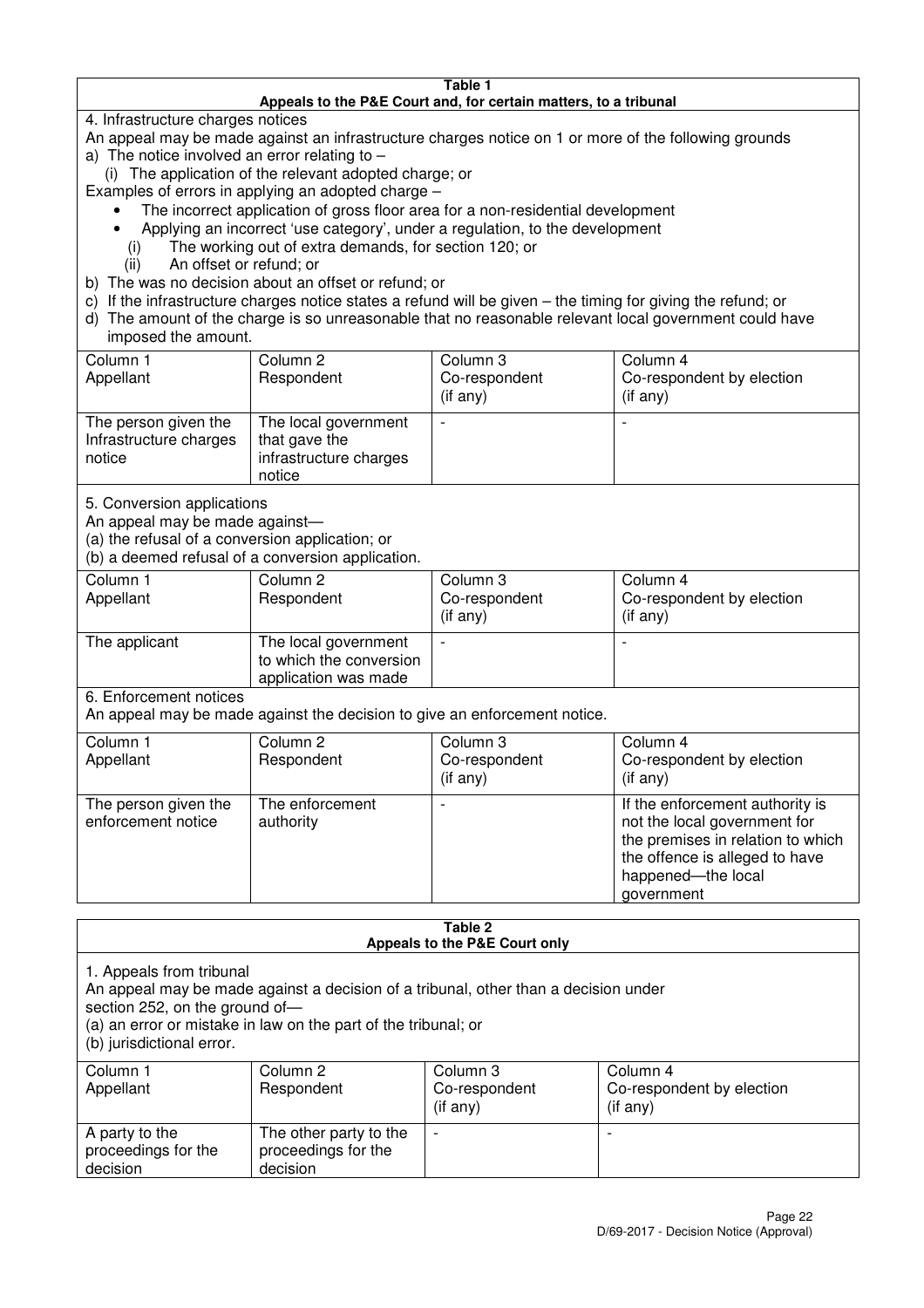**Table 1**
**Appeals to the P&E Court and, for certain matters, to a tribunal**

4. Infrastructure charges notices

An appeal may be made against an infrastructure charges notice on 1 or more of the following grounds

a) The notice involved an error relating to –

(i) The application of the relevant adopted charge; or

Examples of errors in applying an adopted charge –

- The incorrect application of gross floor area for a non-residential development
- Applying an incorrect 'use category', under a regulation, to the development

(i) The working out of extra demands, for section 120; or

(ii) An offset or refund; or

b) The was no decision about an offset or refund; or

c) If the infrastructure charges notice states a refund will be given – the timing for giving the refund; or

d) The amount of the charge is so unreasonable that no reasonable relevant local government could have imposed the amount.

| Column 1<br>Appellant | Column 2<br>Respondent | Column 3<br>Co-respondent<br>(if any) | Column 4<br>Co-respondent by election<br>(if any) |
|---|---|---|---|
| The person given the Infrastructure charges notice | The local government that gave the infrastructure charges notice | - | - |

5. Conversion applications

An appeal may be made against—

(a) the refusal of a conversion application; or

(b) a deemed refusal of a conversion application.

| Column 1<br>Appellant | Column 2<br>Respondent | Column 3<br>Co-respondent<br>(if any) | Column 4<br>Co-respondent by election<br>(if any) |
|---|---|---|---|
| The applicant | The local government to which the conversion application was made | - | - |

6. Enforcement notices

An appeal may be made against the decision to give an enforcement notice.

| Column 1<br>Appellant | Column 2<br>Respondent | Column 3<br>Co-respondent<br>(if any) | Column 4<br>Co-respondent by election<br>(if any) |
|---|---|---|---|
| The person given the enforcement notice | The enforcement authority | - | If the enforcement authority is not the local government for the premises in relation to which the offence is alleged to have happened—the local government |

**Table 2**
**Appeals to the P&E Court only**

1. Appeals from tribunal

An appeal may be made against a decision of a tribunal, other than a decision under section 252, on the ground of—

(a) an error or mistake in law on the part of the tribunal; or

(b) jurisdictional error.

| Column 1<br>Appellant | Column 2<br>Respondent | Column 3<br>Co-respondent<br>(if any) | Column 4<br>Co-respondent by election<br>(if any) |
|---|---|---|---|
| A party to the proceedings for the decision | The other party to the proceedings for the decision | - | - |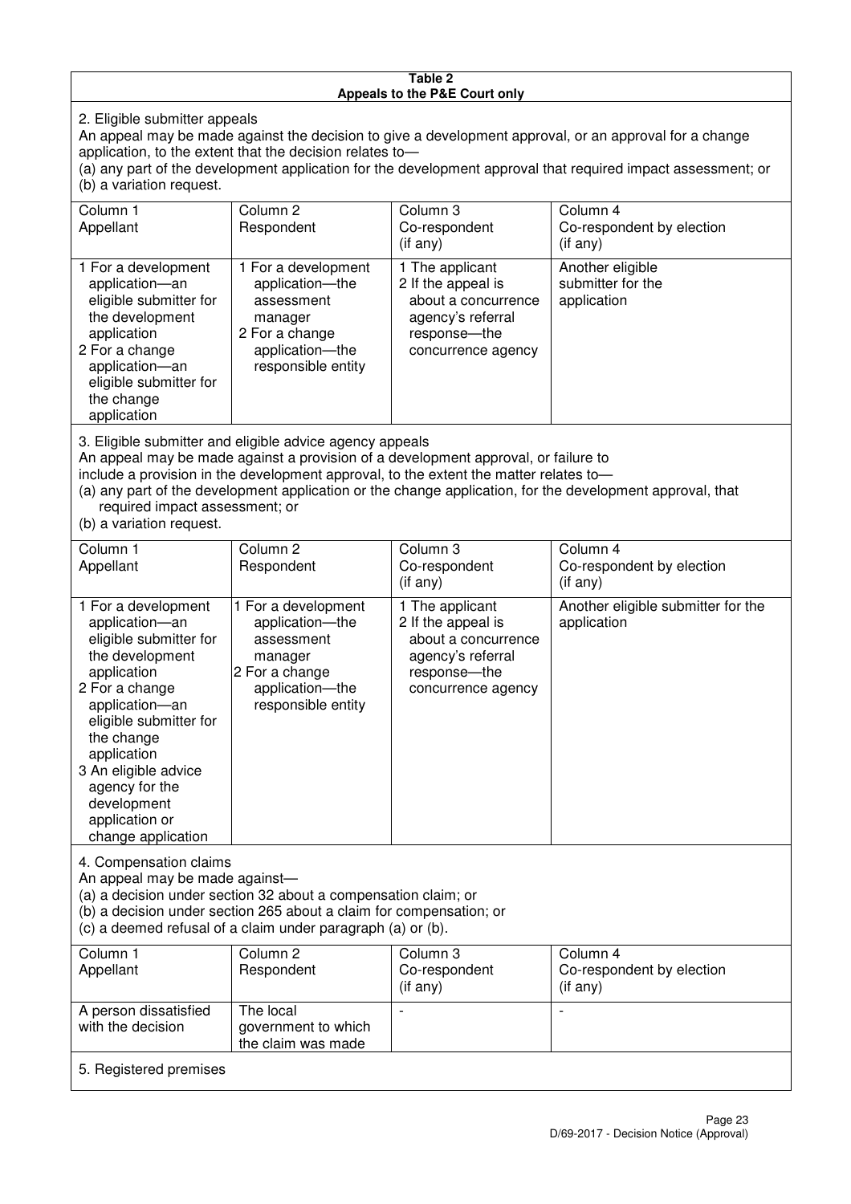**Table 2**
**Appeals to the P&E Court only**

2. Eligible submitter appeals

An appeal may be made against the decision to give a development approval, or an approval for a change application, to the extent that the decision relates to—

(a) any part of the development application for the development approval that required impact assessment; or

(b) a variation request.

| Column 1<br>Appellant | Column 2<br>Respondent | Column 3<br>Co-respondent<br>(if any) | Column 4<br>Co-respondent by election<br>(if any) |
|---|---|---|---|
| 1 For a development application—an eligible submitter for the development application<br>2 For a change application—an eligible submitter for the change application | 1 For a development application—the assessment manager<br>2 For a change application—the responsible entity | 1 The applicant<br>2 If the appeal is about a concurrence agency's referral response—the concurrence agency | Another eligible submitter for the application |

3. Eligible submitter and eligible advice agency appeals

An appeal may be made against a provision of a development approval, or failure to include a provision in the development approval, to the extent the matter relates to—

(a) any part of the development application or the change application, for the development approval, that required impact assessment; or

(b) a variation request.

| Column 1<br>Appellant | Column 2<br>Respondent | Column 3<br>Co-respondent<br>(if any) | Column 4<br>Co-respondent by election<br>(if any) |
|---|---|---|---|
| 1 For a development application—an eligible submitter for the development application<br>2 For a change application—an eligible submitter for the change application<br>3 An eligible advice agency for the development application or change application | 1 For a development application—the assessment manager<br>2 For a change application—the responsible entity | 1 The applicant<br>2 If the appeal is about a concurrence agency's referral response—the concurrence agency | Another eligible submitter for the application |

4. Compensation claims

An appeal may be made against—

(a) a decision under section 32 about a compensation claim; or

(b) a decision under section 265 about a claim for compensation; or

(c) a deemed refusal of a claim under paragraph (a) or (b).

| Column 1<br>Appellant | Column 2<br>Respondent | Column 3<br>Co-respondent<br>(if any) | Column 4<br>Co-respondent by election<br>(if any) |
|---|---|---|---|
| A person dissatisfied with the decision | The local government to which the claim was made | - | - |

5. Registered premises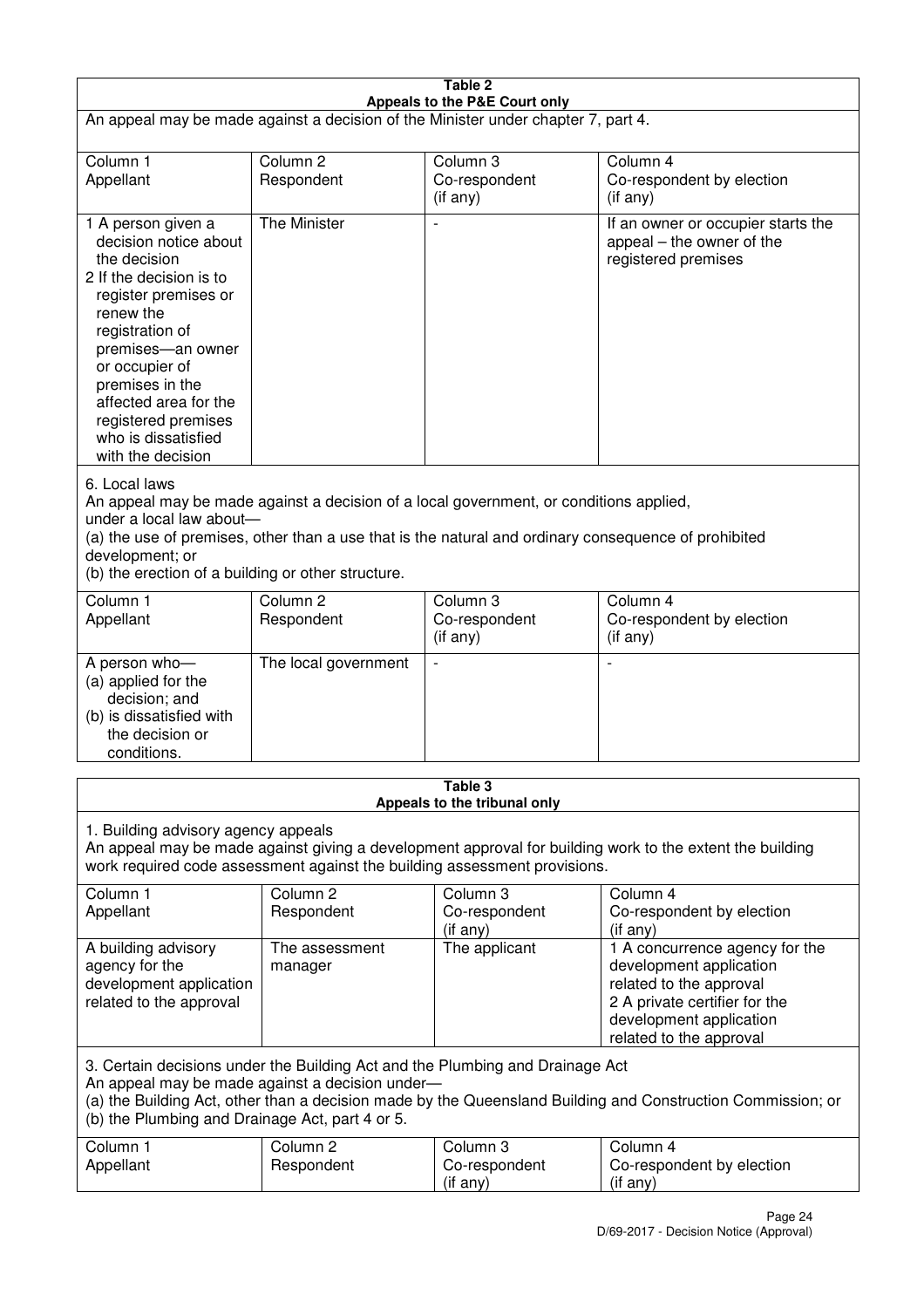**Table 2**
**Appeals to the P&E Court only**

An appeal may be made against a decision of the Minister under chapter 7, part 4.

| Column 1<br>Appellant | Column 2<br>Respondent | Column 3<br>Co-respondent<br>(if any) | Column 4<br>Co-respondent by election<br>(if any) |
|---|---|---|---|
| 1 A person given a decision notice about the decision<br>2 If the decision is to register premises or renew the registration of premises—an owner or occupier of premises in the affected area for the registered premises who is dissatisfied with the decision | The Minister | - | If an owner or occupier starts the appeal – the owner of the registered premises |

6. Local laws
An appeal may be made against a decision of a local government, or conditions applied, under a local law about—
(a) the use of premises, other than a use that is the natural and ordinary consequence of prohibited development; or
(b) the erection of a building or other structure.

| Column 1<br>Appellant | Column 2<br>Respondent | Column 3<br>Co-respondent<br>(if any) | Column 4<br>Co-respondent by election<br>(if any) |
|---|---|---|---|
| A person who—<br>(a) applied for the decision; and<br>(b) is dissatisfied with the decision or conditions. | The local government | - | - |

**Table 3**
**Appeals to the tribunal only**

1. Building advisory agency appeals
An appeal may be made against giving a development approval for building work to the extent the building work required code assessment against the building assessment provisions.

| Column 1<br>Appellant | Column 2<br>Respondent | Column 3<br>Co-respondent<br>(if any) | Column 4<br>Co-respondent by election<br>(if any) |
|---|---|---|---|
| A building advisory agency for the development application related to the approval | The assessment manager | The applicant | 1 A concurrence agency for the development application related to the approval<br>2 A private certifier for the development application related to the approval |

3. Certain decisions under the Building Act and the Plumbing and Drainage Act
An appeal may be made against a decision under—
(a) the Building Act, other than a decision made by the Queensland Building and Construction Commission; or
(b) the Plumbing and Drainage Act, part 4 or 5.

| Column 1<br>Appellant | Column 2<br>Respondent | Column 3<br>Co-respondent<br>(if any) | Column 4<br>Co-respondent by election<br>(if any) |
|---|---|---|---|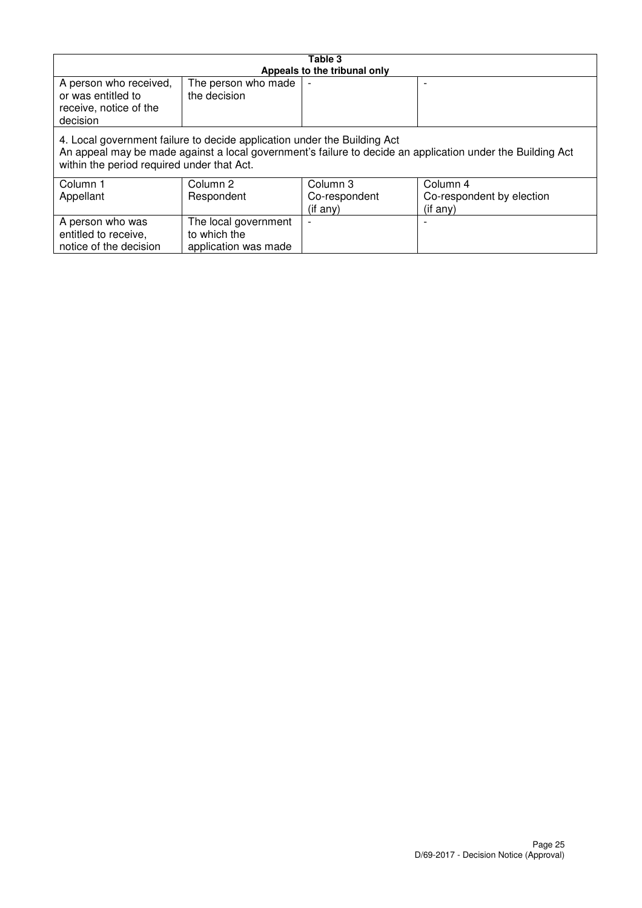| Table 3 | | | |
|---|---|---|---|
| **Appeals to the tribunal only** | | | |
| A person who received, or was entitled to receive, notice of the decision | The person who made the decision | - | - |

4. Local government failure to decide application under the Building Act
An appeal may be made against a local government's failure to decide an application under the Building Act within the period required under that Act.

| Column 1<br>Appellant | Column 2<br>Respondent | Column 3<br>Co-respondent (if any) | Column 4<br>Co-respondent by election (if any) |
|---|---|---|---|
| A person who was entitled to receive, notice of the decision | The local government to which the application was made | - | - |

D/69-2017 - Decision Notice (Approval)